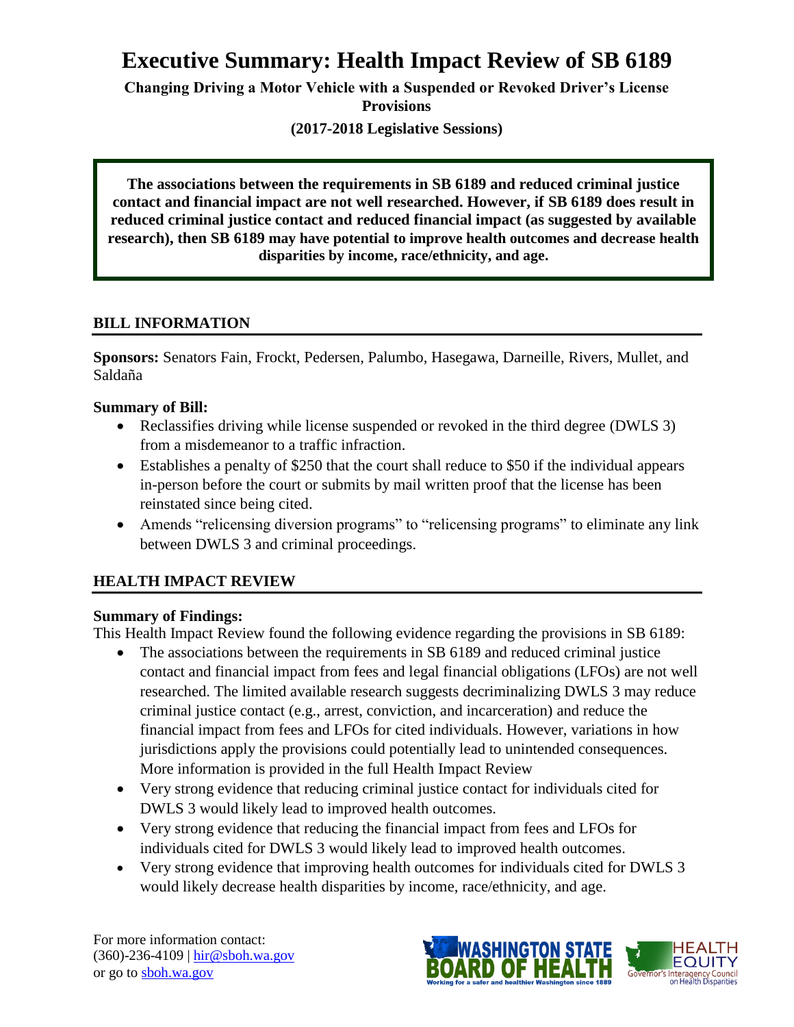# Executive Summary: Health Impact Review of SB 6189

**Changing Driving a Motor Vehicle with a Suspended or Revoked Driver's License Provisions**

**(2017-2018 Legislative Sessions)**

**The associations between the requirements in SB 6189 and reduced criminal justice contact and financial impact are not well researched. However, if SB 6189 does result in reduced criminal justice contact and reduced financial impact (as suggested by available research), then SB 6189 may have potential to improve health outcomes and decrease health disparities by income, race/ethnicity, and age.**

## BILL INFORMATION

**Sponsors:** Senators Fain, Frockt, Pedersen, Palumbo, Hasegawa, Darneille, Rivers, Mullet, and Saldaña

### Summary of Bill:

- Reclassifies driving while license suspended or revoked in the third degree (DWLS 3) from a misdemeanor to a traffic infraction.
- Establishes a penalty of $250 that the court shall reduce to $50 if the individual appears in-person before the court or submits by mail written proof that the license has been reinstated since being cited.
- Amends "relicensing diversion programs" to "relicensing programs" to eliminate any link between DWLS 3 and criminal proceedings.

## HEALTH IMPACT REVIEW

### Summary of Findings:

This Health Impact Review found the following evidence regarding the provisions in SB 6189:

- The associations between the requirements in SB 6189 and reduced criminal justice contact and financial impact from fees and legal financial obligations (LFOs) are not well researched. The limited available research suggests decriminalizing DWLS 3 may reduce criminal justice contact (e.g., arrest, conviction, and incarceration) and reduce the financial impact from fees and LFOs for cited individuals. However, variations in how jurisdictions apply the provisions could potentially lead to unintended consequences. More information is provided in the full Health Impact Review
- Very strong evidence that reducing criminal justice contact for individuals cited for DWLS 3 would likely lead to improved health outcomes.
- Very strong evidence that reducing the financial impact from fees and LFOs for individuals cited for DWLS 3 would likely lead to improved health outcomes.
- Very strong evidence that improving health outcomes for individuals cited for DWLS 3 would likely decrease health disparities by income, race/ethnicity, and age.

For more information contact:
(360)-236-4109 | hir@sboh.wa.gov
or go to sboh.wa.gov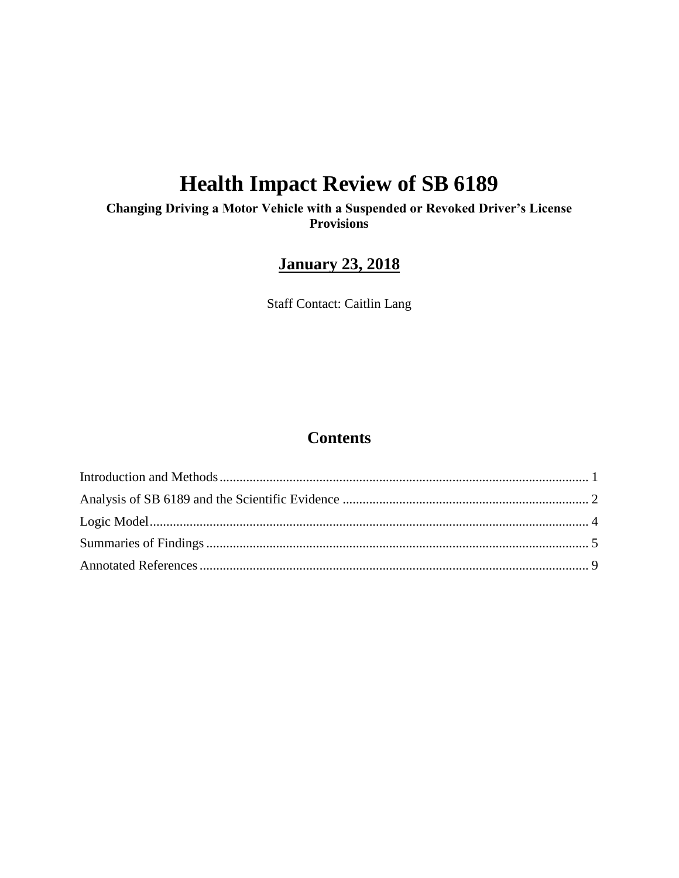# Health Impact Review of SB 6189

**Changing Driving a Motor Vehicle with a Suspended or Revoked Driver's License Provisions**

**January 23, 2018**

Staff Contact: Caitlin Lang

## Contents

Introduction and Methods ........................................................ 1

Analysis of SB 6189 and the Scientific Evidence ........................................................ 2

Logic Model ........................................................ 4

Summaries of Findings ........................................................ 5

Annotated References ........................................................ 9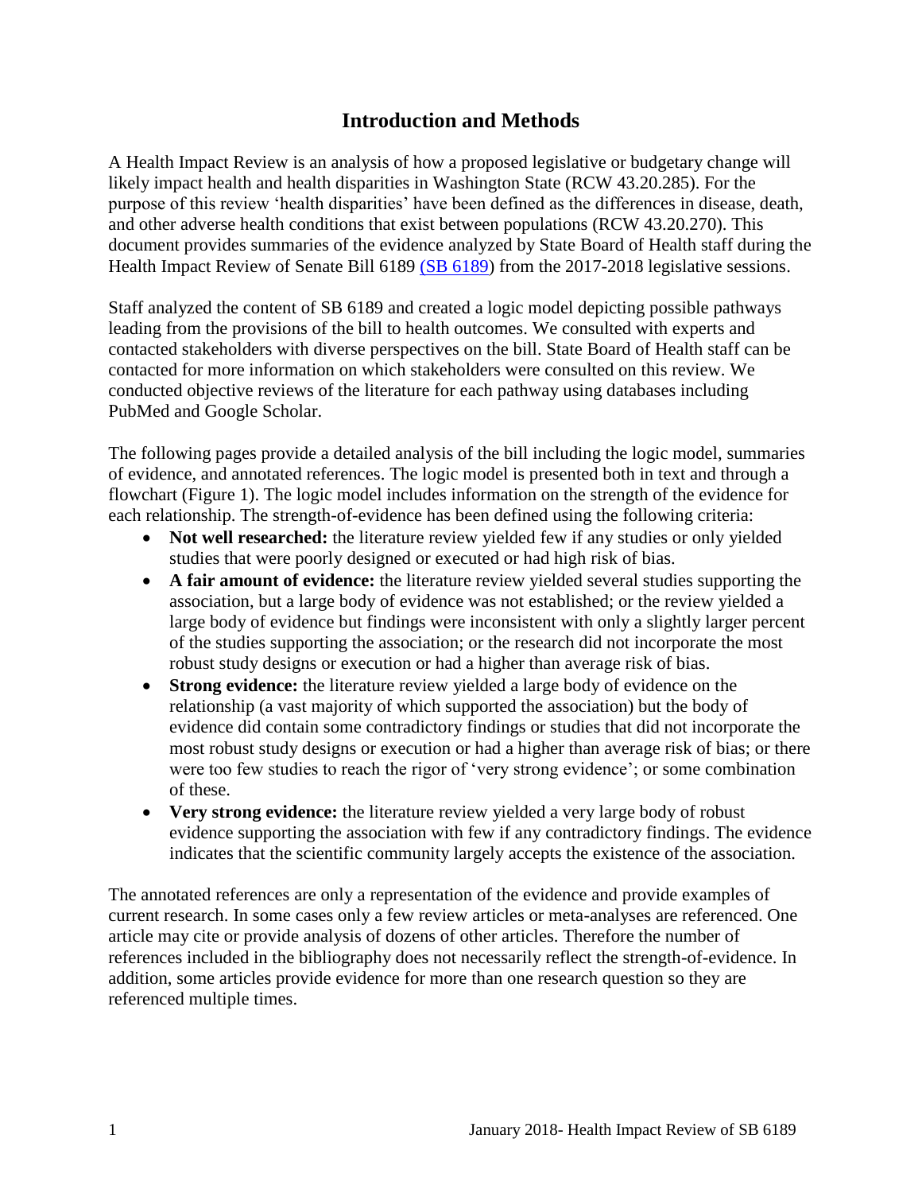## Introduction and Methods

A Health Impact Review is an analysis of how a proposed legislative or budgetary change will likely impact health and health disparities in Washington State (RCW 43.20.285). For the purpose of this review 'health disparities' have been defined as the differences in disease, death, and other adverse health conditions that exist between populations (RCW 43.20.270). This document provides summaries of the evidence analyzed by State Board of Health staff during the Health Impact Review of Senate Bill 6189 (SB 6189) from the 2017-2018 legislative sessions.

Staff analyzed the content of SB 6189 and created a logic model depicting possible pathways leading from the provisions of the bill to health outcomes. We consulted with experts and contacted stakeholders with diverse perspectives on the bill. State Board of Health staff can be contacted for more information on which stakeholders were consulted on this review. We conducted objective reviews of the literature for each pathway using databases including PubMed and Google Scholar.

The following pages provide a detailed analysis of the bill including the logic model, summaries of evidence, and annotated references. The logic model is presented both in text and through a flowchart (Figure 1). The logic model includes information on the strength of the evidence for each relationship. The strength-of-evidence has been defined using the following criteria:

- **Not well researched:** the literature review yielded few if any studies or only yielded studies that were poorly designed or executed or had high risk of bias.
- **A fair amount of evidence:** the literature review yielded several studies supporting the association, but a large body of evidence was not established; or the review yielded a large body of evidence but findings were inconsistent with only a slightly larger percent of the studies supporting the association; or the research did not incorporate the most robust study designs or execution or had a higher than average risk of bias.
- **Strong evidence:** the literature review yielded a large body of evidence on the relationship (a vast majority of which supported the association) but the body of evidence did contain some contradictory findings or studies that did not incorporate the most robust study designs or execution or had a higher than average risk of bias; or there were too few studies to reach the rigor of 'very strong evidence'; or some combination of these.
- **Very strong evidence:** the literature review yielded a very large body of robust evidence supporting the association with few if any contradictory findings. The evidence indicates that the scientific community largely accepts the existence of the association.

The annotated references are only a representation of the evidence and provide examples of current research. In some cases only a few review articles or meta-analyses are referenced. One article may cite or provide analysis of dozens of other articles. Therefore the number of references included in the bibliography does not necessarily reflect the strength-of-evidence. In addition, some articles provide evidence for more than one research question so they are referenced multiple times.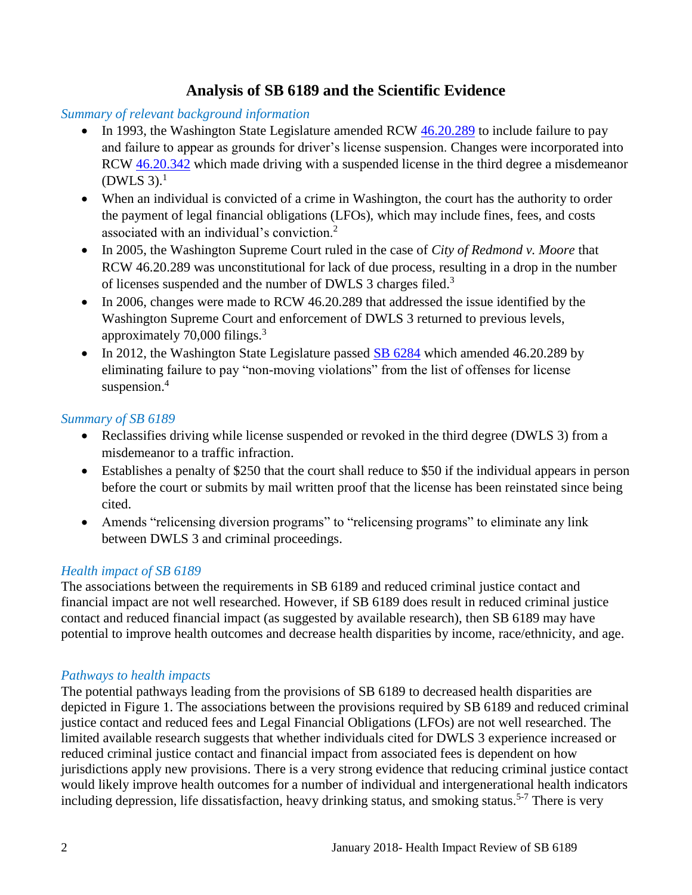## Analysis of SB 6189 and the Scientific Evidence

*Summary of relevant background information*

- In 1993, the Washington State Legislature amended RCW [46.20.289](46.20.289) to include failure to pay and failure to appear as grounds for driver's license suspension. Changes were incorporated into RCW [46.20.342](46.20.342) which made driving with a suspended license in the third degree a misdemeanor (DWLS 3).[1]
- When an individual is convicted of a crime in Washington, the court has the authority to order the payment of legal financial obligations (LFOs), which may include fines, fees, and costs associated with an individual's conviction.[2]
- In 2005, the Washington Supreme Court ruled in the case of *City of Redmond v. Moore* that RCW 46.20.289 was unconstitutional for lack of due process, resulting in a drop in the number of licenses suspended and the number of DWLS 3 charges filed.[3]
- In 2006, changes were made to RCW 46.20.289 that addressed the issue identified by the Washington Supreme Court and enforcement of DWLS 3 returned to previous levels, approximately 70,000 filings.[3]
- In 2012, the Washington State Legislature passed SB 6284 which amended 46.20.289 by eliminating failure to pay "non-moving violations" from the list of offenses for license suspension.[4]

*Summary of SB 6189*

- Reclassifies driving while license suspended or revoked in the third degree (DWLS 3) from a misdemeanor to a traffic infraction.
- Establishes a penalty of $250 that the court shall reduce to $50 if the individual appears in person before the court or submits by mail written proof that the license has been reinstated since being cited.
- Amends "relicensing diversion programs" to "relicensing programs" to eliminate any link between DWLS 3 and criminal proceedings.

*Health impact of SB 6189*

The associations between the requirements in SB 6189 and reduced criminal justice contact and financial impact are not well researched. However, if SB 6189 does result in reduced criminal justice contact and reduced financial impact (as suggested by available research), then SB 6189 may have potential to improve health outcomes and decrease health disparities by income, race/ethnicity, and age.

*Pathways to health impacts*

The potential pathways leading from the provisions of SB 6189 to decreased health disparities are depicted in Figure 1. The associations between the provisions required by SB 6189 and reduced criminal justice contact and reduced fees and Legal Financial Obligations (LFOs) are not well researched. The limited available research suggests that whether individuals cited for DWLS 3 experience increased or reduced criminal justice contact and financial impact from associated fees is dependent on how jurisdictions apply new provisions. There is a very strong evidence that reducing criminal justice contact would likely improve health outcomes for a number of individual and intergenerational health indicators including depression, life dissatisfaction, heavy drinking status, and smoking status.[5-7] There is very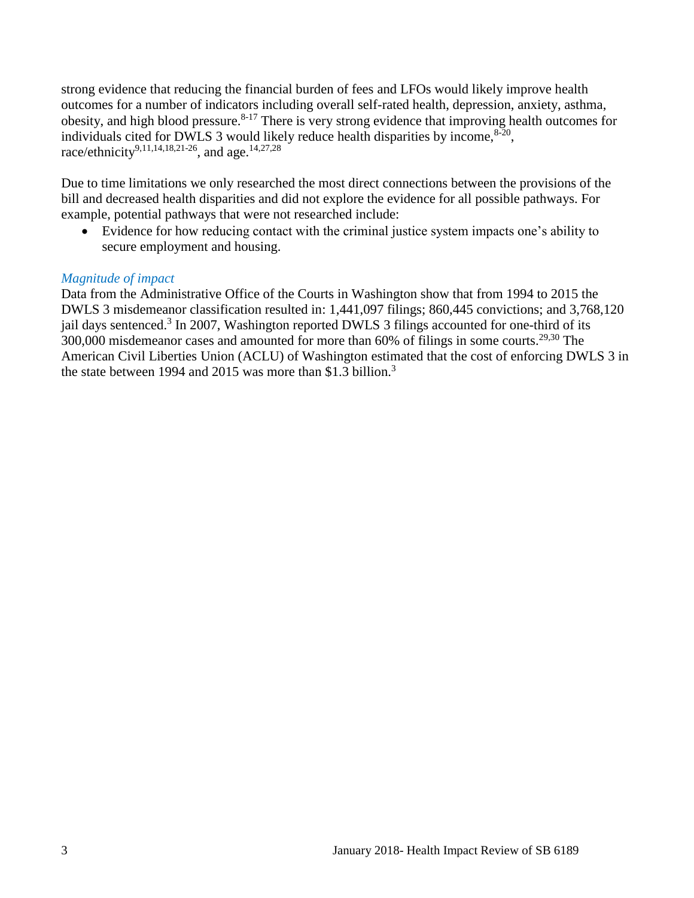strong evidence that reducing the financial burden of fees and LFOs would likely improve health outcomes for a number of indicators including overall self-rated health, depression, anxiety, asthma, obesity, and high blood pressure.[8-17] There is very strong evidence that improving health outcomes for individuals cited for DWLS 3 would likely reduce health disparities by income,[8-20], race/ethnicity[9,11,14,18,21-26], and age.[14,27,28]

Due to time limitations we only researched the most direct connections between the provisions of the bill and decreased health disparities and did not explore the evidence for all possible pathways. For example, potential pathways that were not researched include:

- Evidence for how reducing contact with the criminal justice system impacts one's ability to secure employment and housing.

### *Magnitude of impact*

Data from the Administrative Office of the Courts in Washington show that from 1994 to 2015 the DWLS 3 misdemeanor classification resulted in: 1,441,097 filings; 860,445 convictions; and 3,768,120 jail days sentenced.[3] In 2007, Washington reported DWLS 3 filings accounted for one-third of its 300,000 misdemeanor cases and amounted for more than 60% of filings in some courts.[29,30] The American Civil Liberties Union (ACLU) of Washington estimated that the cost of enforcing DWLS 3 in the state between 1994 and 2015 was more than $1.3 billion.[3]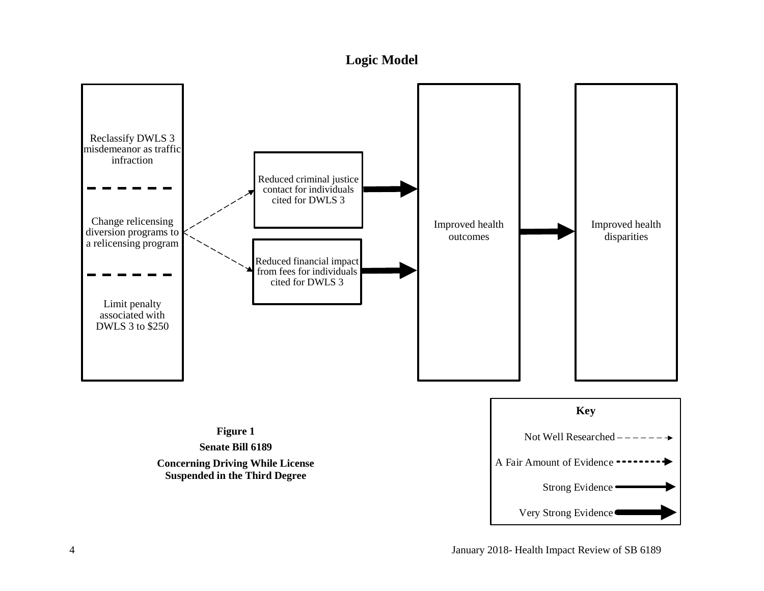## Logic Model

Reclassify DWLS 3 misdemeanor as traffic infraction

Change relicensing diversion programs to a relicensing program

Limit penalty associated with DWLS 3 to $250

Reduced criminal justice contact for individuals cited for DWLS 3

Reduced financial impact from fees for individuals cited for DWLS 3

Improved health outcomes

Improved health disparities

**Key**

Not Well Researched

A Fair Amount of Evidence

Strong Evidence

Very Strong Evidence

**Figure 1**

**Senate Bill 6189**

**Concerning Driving While License Suspended in the Third Degree**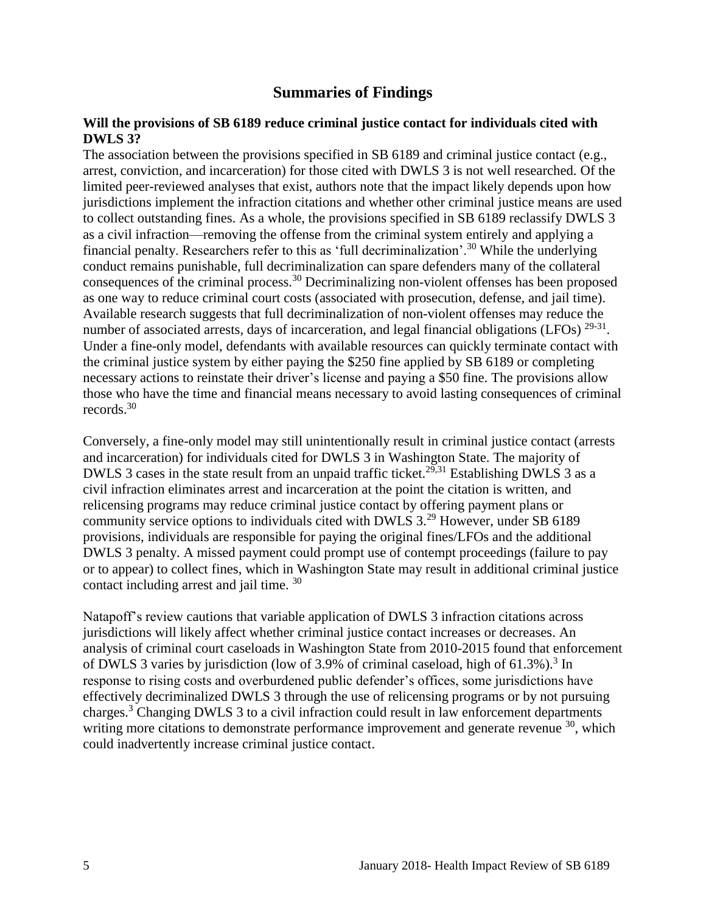## Summaries of Findings

**Will the provisions of SB 6189 reduce criminal justice contact for individuals cited with DWLS 3?**

The association between the provisions specified in SB 6189 and criminal justice contact (e.g., arrest, conviction, and incarceration) for those cited with DWLS 3 is not well researched. Of the limited peer-reviewed analyses that exist, authors note that the impact likely depends upon how jurisdictions implement the infraction citations and whether other criminal justice means are used to collect outstanding fines. As a whole, the provisions specified in SB 6189 reclassify DWLS 3 as a civil infraction—removing the offense from the criminal system entirely and applying a financial penalty. Researchers refer to this as 'full decriminalization'.[30] While the underlying conduct remains punishable, full decriminalization can spare defenders many of the collateral consequences of the criminal process.[30] Decriminalizing non-violent offenses has been proposed as one way to reduce criminal court costs (associated with prosecution, defense, and jail time). Available research suggests that full decriminalization of non-violent offenses may reduce the number of associated arrests, days of incarceration, and legal financial obligations (LFOs) [29-31]. Under a fine-only model, defendants with available resources can quickly terminate contact with the criminal justice system by either paying the $250 fine applied by SB 6189 or completing necessary actions to reinstate their driver's license and paying a $50 fine. The provisions allow those who have the time and financial means necessary to avoid lasting consequences of criminal records.[30]

Conversely, a fine-only model may still unintentionally result in criminal justice contact (arrests and incarceration) for individuals cited for DWLS 3 in Washington State. The majority of DWLS 3 cases in the state result from an unpaid traffic ticket.[29,31] Establishing DWLS 3 as a civil infraction eliminates arrest and incarceration at the point the citation is written, and relicensing programs may reduce criminal justice contact by offering payment plans or community service options to individuals cited with DWLS 3.[29] However, under SB 6189 provisions, individuals are responsible for paying the original fines/LFOs and the additional DWLS 3 penalty. A missed payment could prompt use of contempt proceedings (failure to pay or to appear) to collect fines, which in Washington State may result in additional criminal justice contact including arrest and jail time. [30]

Natapoff's review cautions that variable application of DWLS 3 infraction citations across jurisdictions will likely affect whether criminal justice contact increases or decreases. An analysis of criminal court caseloads in Washington State from 2010-2015 found that enforcement of DWLS 3 varies by jurisdiction (low of 3.9% of criminal caseload, high of 61.3%).[3] In response to rising costs and overburdened public defender's offices, some jurisdictions have effectively decriminalized DWLS 3 through the use of relicensing programs or by not pursuing charges.[3] Changing DWLS 3 to a civil infraction could result in law enforcement departments writing more citations to demonstrate performance improvement and generate revenue [30], which could inadvertently increase criminal justice contact.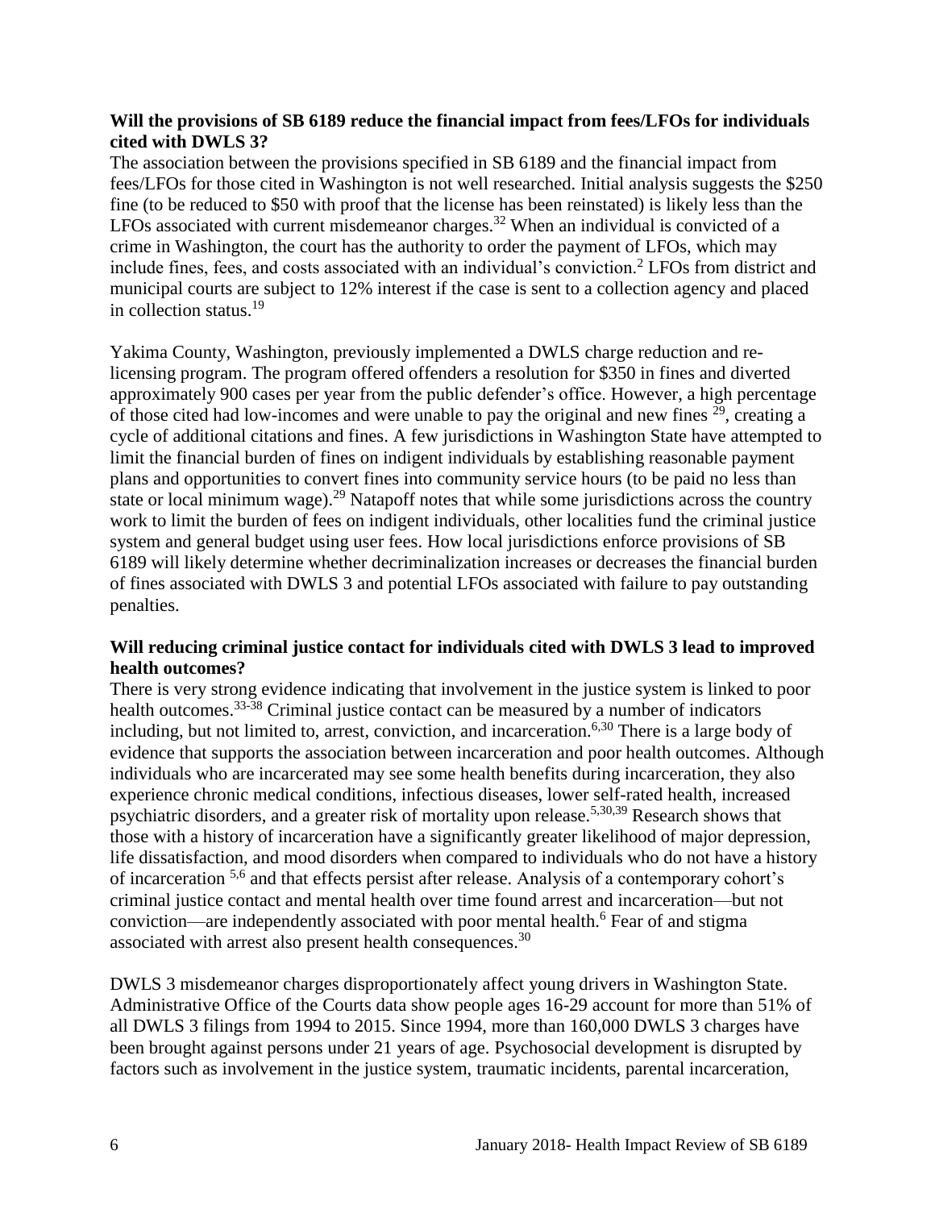**Will the provisions of SB 6189 reduce the financial impact from fees/LFOs for individuals cited with DWLS 3?**

The association between the provisions specified in SB 6189 and the financial impact from fees/LFOs for those cited in Washington is not well researched. Initial analysis suggests the $250 fine (to be reduced to $50 with proof that the license has been reinstated) is likely less than the LFOs associated with current misdemeanor charges.[32] When an individual is convicted of a crime in Washington, the court has the authority to order the payment of LFOs, which may include fines, fees, and costs associated with an individual's conviction.[2] LFOs from district and municipal courts are subject to 12% interest if the case is sent to a collection agency and placed in collection status.[19]

Yakima County, Washington, previously implemented a DWLS charge reduction and re-licensing program. The program offered offenders a resolution for $350 in fines and diverted approximately 900 cases per year from the public defender's office. However, a high percentage of those cited had low-incomes and were unable to pay the original and new fines [29], creating a cycle of additional citations and fines. A few jurisdictions in Washington State have attempted to limit the financial burden of fines on indigent individuals by establishing reasonable payment plans and opportunities to convert fines into community service hours (to be paid no less than state or local minimum wage).[29] Natapoff notes that while some jurisdictions across the country work to limit the burden of fees on indigent individuals, other localities fund the criminal justice system and general budget using user fees. How local jurisdictions enforce provisions of SB 6189 will likely determine whether decriminalization increases or decreases the financial burden of fines associated with DWLS 3 and potential LFOs associated with failure to pay outstanding penalties.

**Will reducing criminal justice contact for individuals cited with DWLS 3 lead to improved health outcomes?**

There is very strong evidence indicating that involvement in the justice system is linked to poor health outcomes.[33-38] Criminal justice contact can be measured by a number of indicators including, but not limited to, arrest, conviction, and incarceration.[6,30] There is a large body of evidence that supports the association between incarceration and poor health outcomes. Although individuals who are incarcerated may see some health benefits during incarceration, they also experience chronic medical conditions, infectious diseases, lower self-rated health, increased psychiatric disorders, and a greater risk of mortality upon release.[5,30,39] Research shows that those with a history of incarceration have a significantly greater likelihood of major depression, life dissatisfaction, and mood disorders when compared to individuals who do not have a history of incarceration [5,6] and that effects persist after release. Analysis of a contemporary cohort's criminal justice contact and mental health over time found arrest and incarceration—but not conviction—are independently associated with poor mental health.[6] Fear of and stigma associated with arrest also present health consequences.[30]

DWLS 3 misdemeanor charges disproportionately affect young drivers in Washington State. Administrative Office of the Courts data show people ages 16-29 account for more than 51% of all DWLS 3 filings from 1994 to 2015. Since 1994, more than 160,000 DWLS 3 charges have been brought against persons under 21 years of age. Psychosocial development is disrupted by factors such as involvement in the justice system, traumatic incidents, parental incarceration,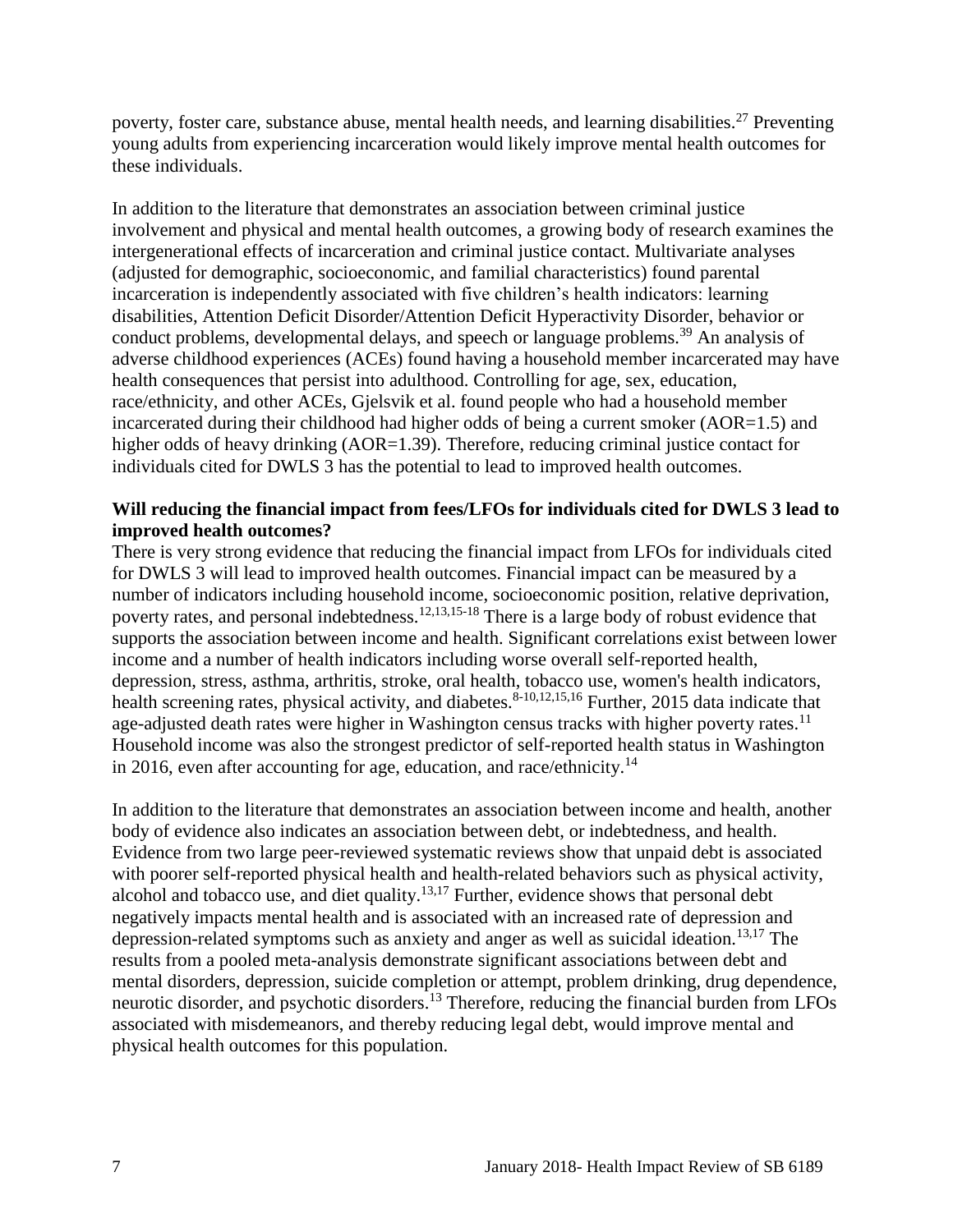poverty, foster care, substance abuse, mental health needs, and learning disabilities.[27] Preventing young adults from experiencing incarceration would likely improve mental health outcomes for these individuals.

In addition to the literature that demonstrates an association between criminal justice involvement and physical and mental health outcomes, a growing body of research examines the intergenerational effects of incarceration and criminal justice contact. Multivariate analyses (adjusted for demographic, socioeconomic, and familial characteristics) found parental incarceration is independently associated with five children's health indicators: learning disabilities, Attention Deficit Disorder/Attention Deficit Hyperactivity Disorder, behavior or conduct problems, developmental delays, and speech or language problems.[39] An analysis of adverse childhood experiences (ACEs) found having a household member incarcerated may have health consequences that persist into adulthood. Controlling for age, sex, education, race/ethnicity, and other ACEs, Gjelsvik et al. found people who had a household member incarcerated during their childhood had higher odds of being a current smoker (AOR=1.5) and higher odds of heavy drinking (AOR=1.39). Therefore, reducing criminal justice contact for individuals cited for DWLS 3 has the potential to lead to improved health outcomes.

**Will reducing the financial impact from fees/LFOs for individuals cited for DWLS 3 lead to improved health outcomes?**

There is very strong evidence that reducing the financial impact from LFOs for individuals cited for DWLS 3 will lead to improved health outcomes. Financial impact can be measured by a number of indicators including household income, socioeconomic position, relative deprivation, poverty rates, and personal indebtedness.[12,13,15-18] There is a large body of robust evidence that supports the association between income and health. Significant correlations exist between lower income and a number of health indicators including worse overall self-reported health, depression, stress, asthma, arthritis, stroke, oral health, tobacco use, women's health indicators, health screening rates, physical activity, and diabetes.[8-10,12,15,16] Further, 2015 data indicate that age-adjusted death rates were higher in Washington census tracks with higher poverty rates.[11] Household income was also the strongest predictor of self-reported health status in Washington in 2016, even after accounting for age, education, and race/ethnicity.[14]

In addition to the literature that demonstrates an association between income and health, another body of evidence also indicates an association between debt, or indebtedness, and health. Evidence from two large peer-reviewed systematic reviews show that unpaid debt is associated with poorer self-reported physical health and health-related behaviors such as physical activity, alcohol and tobacco use, and diet quality.[13,17] Further, evidence shows that personal debt negatively impacts mental health and is associated with an increased rate of depression and depression-related symptoms such as anxiety and anger as well as suicidal ideation.[13,17] The results from a pooled meta-analysis demonstrate significant associations between debt and mental disorders, depression, suicide completion or attempt, problem drinking, drug dependence, neurotic disorder, and psychotic disorders.[13] Therefore, reducing the financial burden from LFOs associated with misdemeanors, and thereby reducing legal debt, would improve mental and physical health outcomes for this population.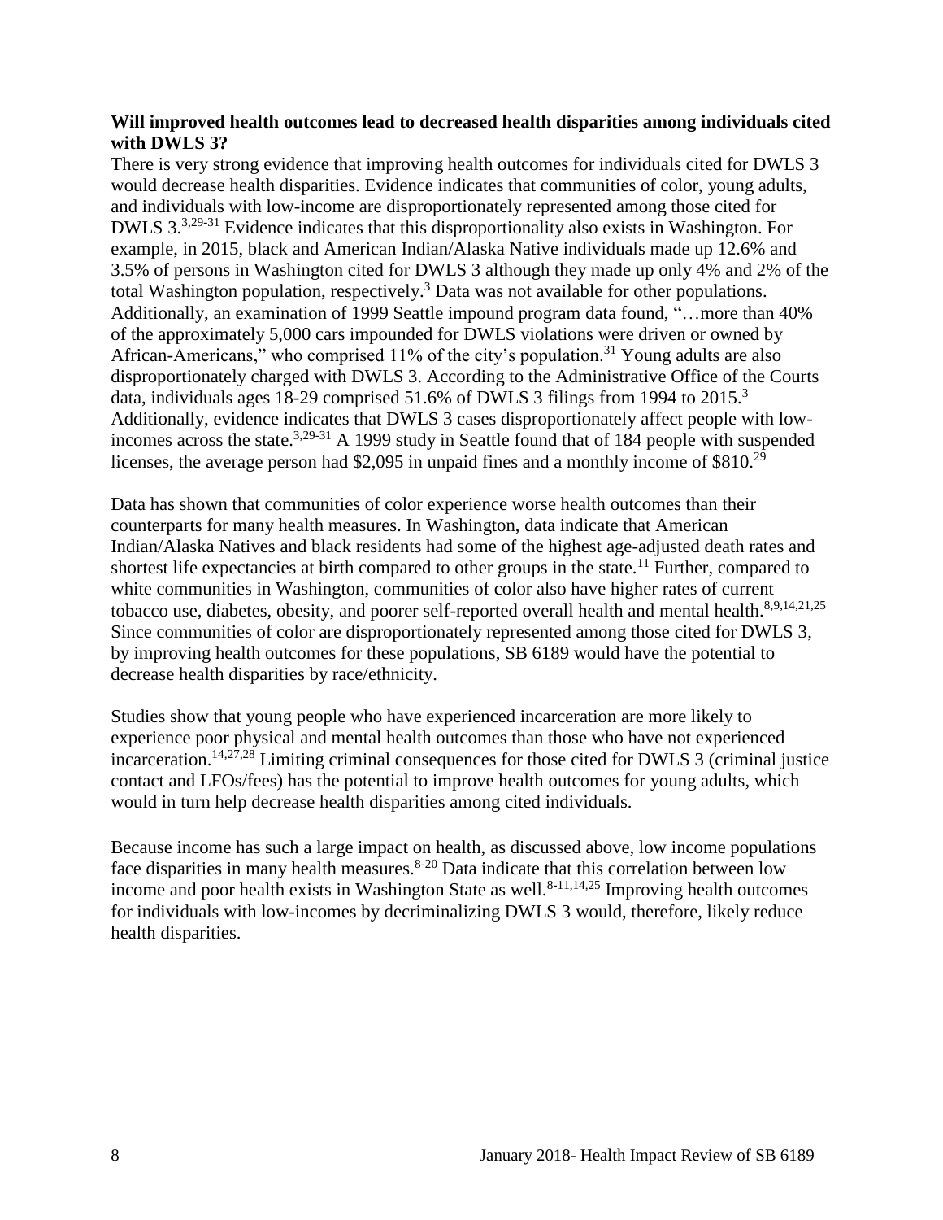**Will improved health outcomes lead to decreased health disparities among individuals cited with DWLS 3?**

There is very strong evidence that improving health outcomes for individuals cited for DWLS 3 would decrease health disparities. Evidence indicates that communities of color, young adults, and individuals with low-income are disproportionately represented among those cited for DWLS 3.[3,29-31] Evidence indicates that this disproportionality also exists in Washington. For example, in 2015, black and American Indian/Alaska Native individuals made up 12.6% and 3.5% of persons in Washington cited for DWLS 3 although they made up only 4% and 2% of the total Washington population, respectively.[3] Data was not available for other populations. Additionally, an examination of 1999 Seattle impound program data found, "…more than 40% of the approximately 5,000 cars impounded for DWLS violations were driven or owned by African-Americans," who comprised 11% of the city's population.[31] Young adults are also disproportionately charged with DWLS 3. According to the Administrative Office of the Courts data, individuals ages 18-29 comprised 51.6% of DWLS 3 filings from 1994 to 2015.[3] Additionally, evidence indicates that DWLS 3 cases disproportionately affect people with low-incomes across the state.[3,29-31] A 1999 study in Seattle found that of 184 people with suspended licenses, the average person had $2,095 in unpaid fines and a monthly income of $810.[29]

Data has shown that communities of color experience worse health outcomes than their counterparts for many health measures. In Washington, data indicate that American Indian/Alaska Natives and black residents had some of the highest age-adjusted death rates and shortest life expectancies at birth compared to other groups in the state.[11] Further, compared to white communities in Washington, communities of color also have higher rates of current tobacco use, diabetes, obesity, and poorer self-reported overall health and mental health.[8,9,14,21,25] Since communities of color are disproportionately represented among those cited for DWLS 3, by improving health outcomes for these populations, SB 6189 would have the potential to decrease health disparities by race/ethnicity.

Studies show that young people who have experienced incarceration are more likely to experience poor physical and mental health outcomes than those who have not experienced incarceration.[14,27,28] Limiting criminal consequences for those cited for DWLS 3 (criminal justice contact and LFOs/fees) has the potential to improve health outcomes for young adults, which would in turn help decrease health disparities among cited individuals.

Because income has such a large impact on health, as discussed above, low income populations face disparities in many health measures.[8-20] Data indicate that this correlation between low income and poor health exists in Washington State as well.[8-11,14,25] Improving health outcomes for individuals with low-incomes by decriminalizing DWLS 3 would, therefore, likely reduce health disparities.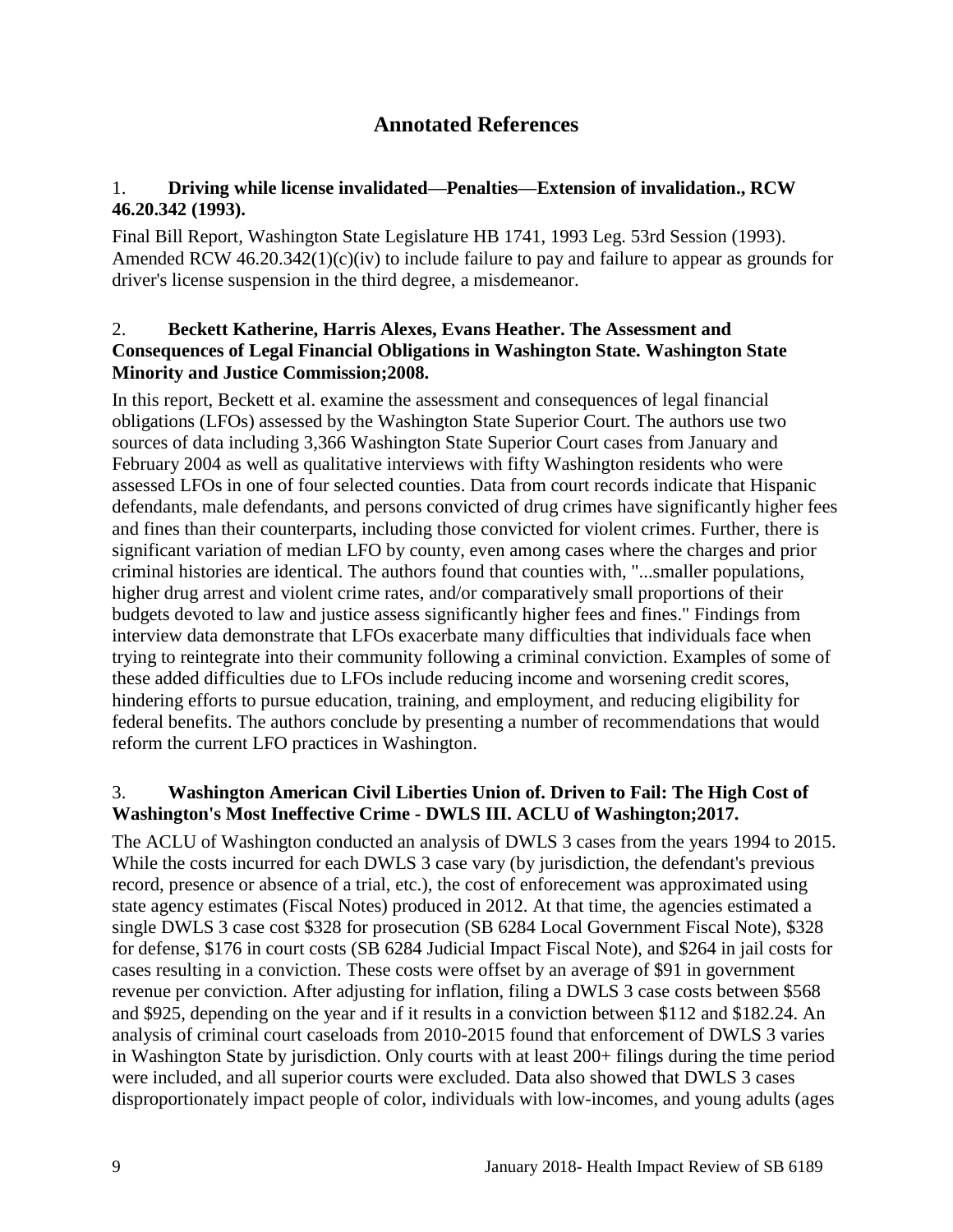## Annotated References

1. **Driving while license invalidated—Penalties—Extension of invalidation., RCW 46.20.342 (1993).**

Final Bill Report, Washington State Legislature HB 1741, 1993 Leg. 53rd Session (1993). Amended RCW 46.20.342(1)(c)(iv) to include failure to pay and failure to appear as grounds for driver's license suspension in the third degree, a misdemeanor.

2. **Beckett Katherine, Harris Alexes, Evans Heather. The Assessment and Consequences of Legal Financial Obligations in Washington State. Washington State Minority and Justice Commission;2008.**

In this report, Beckett et al. examine the assessment and consequences of legal financial obligations (LFOs) assessed by the Washington State Superior Court. The authors use two sources of data including 3,366 Washington State Superior Court cases from January and February 2004 as well as qualitative interviews with fifty Washington residents who were assessed LFOs in one of four selected counties. Data from court records indicate that Hispanic defendants, male defendants, and persons convicted of drug crimes have significantly higher fees and fines than their counterparts, including those convicted for violent crimes. Further, there is significant variation of median LFO by county, even among cases where the charges and prior criminal histories are identical. The authors found that counties with, "...smaller populations, higher drug arrest and violent crime rates, and/or comparatively small proportions of their budgets devoted to law and justice assess significantly higher fees and fines." Findings from interview data demonstrate that LFOs exacerbate many difficulties that individuals face when trying to reintegrate into their community following a criminal conviction. Examples of some of these added difficulties due to LFOs include reducing income and worsening credit scores, hindering efforts to pursue education, training, and employment, and reducing eligibility for federal benefits. The authors conclude by presenting a number of recommendations that would reform the current LFO practices in Washington.

3. **Washington American Civil Liberties Union of. Driven to Fail: The High Cost of Washington's Most Ineffective Crime - DWLS III. ACLU of Washington;2017.**

The ACLU of Washington conducted an analysis of DWLS 3 cases from the years 1994 to 2015. While the costs incurred for each DWLS 3 case vary (by jurisdiction, the defendant's previous record, presence or absence of a trial, etc.), the cost of enforecement was approximated using state agency estimates (Fiscal Notes) produced in 2012. At that time, the agencies estimated a single DWLS 3 case cost $328 for prosecution (SB 6284 Local Government Fiscal Note), $328 for defense, $176 in court costs (SB 6284 Judicial Impact Fiscal Note), and $264 in jail costs for cases resulting in a conviction. These costs were offset by an average of $91 in government revenue per conviction. After adjusting for inflation, filing a DWLS 3 case costs between $568 and $925, depending on the year and if it results in a conviction between $112 and $182.24. An analysis of criminal court caseloads from 2010-2015 found that enforcement of DWLS 3 varies in Washington State by jurisdiction. Only courts with at least 200+ filings during the time period were included, and all superior courts were excluded. Data also showed that DWLS 3 cases disproportionately impact people of color, individuals with low-incomes, and young adults (ages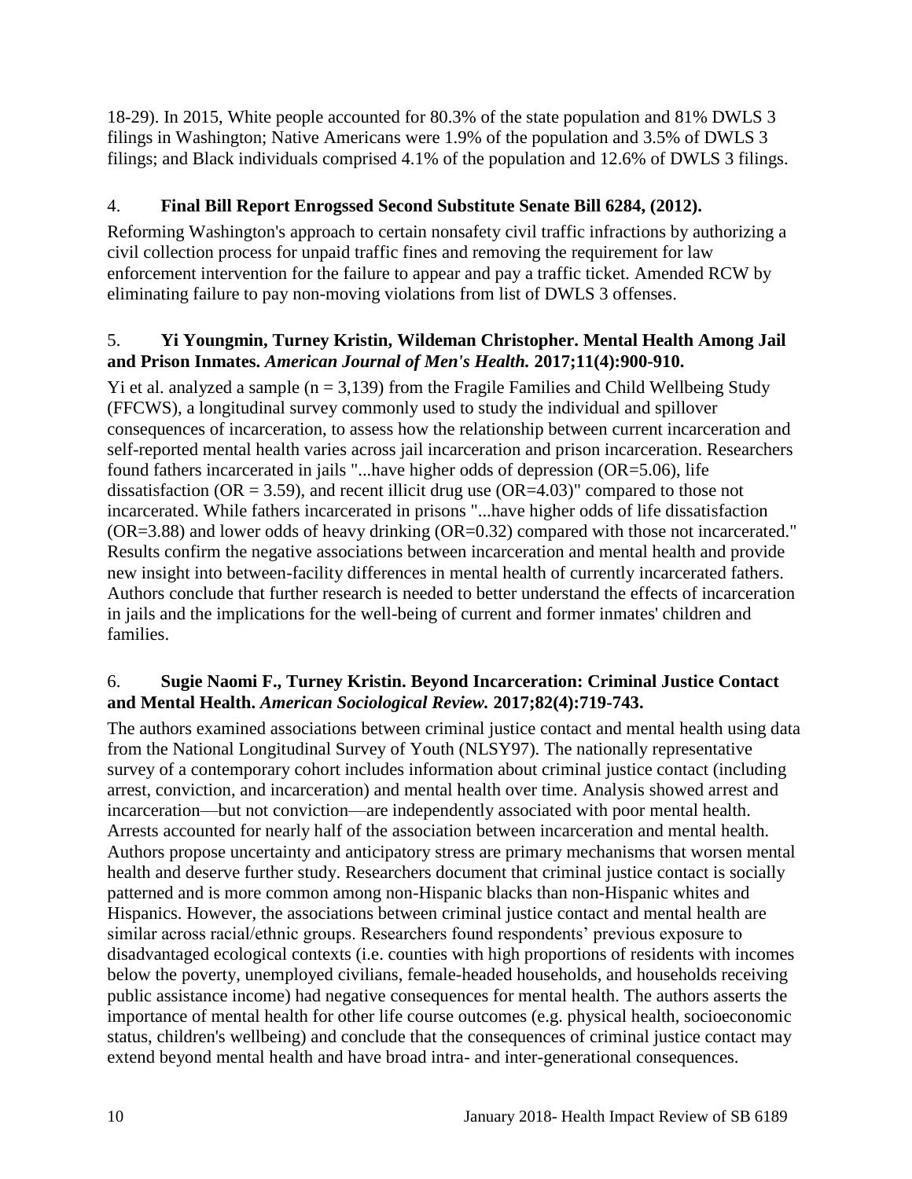18-29). In 2015, White people accounted for 80.3% of the state population and 81% DWLS 3 filings in Washington; Native Americans were 1.9% of the population and 3.5% of DWLS 3 filings; and Black individuals comprised 4.1% of the population and 12.6% of DWLS 3 filings.

4. **Final Bill Report Enrogssed Second Substitute Senate Bill 6284, (2012).**

Reforming Washington's approach to certain nonsafety civil traffic infractions by authorizing a civil collection process for unpaid traffic fines and removing the requirement for law enforcement intervention for the failure to appear and pay a traffic ticket. Amended RCW by eliminating failure to pay non-moving violations from list of DWLS 3 offenses.

5. **Yi Youngmin, Turney Kristin, Wildeman Christopher. Mental Health Among Jail and Prison Inmates. *American Journal of Men's Health.* 2017;11(4):900-910.**

Yi et al. analyzed a sample (n = 3,139) from the Fragile Families and Child Wellbeing Study (FFCWS), a longitudinal survey commonly used to study the individual and spillover consequences of incarceration, to assess how the relationship between current incarceration and self-reported mental health varies across jail incarceration and prison incarceration. Researchers found fathers incarcerated in jails "...have higher odds of depression (OR=5.06), life dissatisfaction (OR = 3.59), and recent illicit drug use (OR=4.03)" compared to those not incarcerated. While fathers incarcerated in prisons "...have higher odds of life dissatisfaction (OR=3.88) and lower odds of heavy drinking (OR=0.32) compared with those not incarcerated." Results confirm the negative associations between incarceration and mental health and provide new insight into between-facility differences in mental health of currently incarcerated fathers. Authors conclude that further research is needed to better understand the effects of incarceration in jails and the implications for the well-being of current and former inmates' children and families.

6. **Sugie Naomi F., Turney Kristin. Beyond Incarceration: Criminal Justice Contact and Mental Health. *American Sociological Review.* 2017;82(4):719-743.**

The authors examined associations between criminal justice contact and mental health using data from the National Longitudinal Survey of Youth (NLSY97). The nationally representative survey of a contemporary cohort includes information about criminal justice contact (including arrest, conviction, and incarceration) and mental health over time. Analysis showed arrest and incarceration—but not conviction—are independently associated with poor mental health. Arrests accounted for nearly half of the association between incarceration and mental health. Authors propose uncertainty and anticipatory stress are primary mechanisms that worsen mental health and deserve further study. Researchers document that criminal justice contact is socially patterned and is more common among non-Hispanic blacks than non-Hispanic whites and Hispanics. However, the associations between criminal justice contact and mental health are similar across racial/ethnic groups. Researchers found respondents' previous exposure to disadvantaged ecological contexts (i.e. counties with high proportions of residents with incomes below the poverty, unemployed civilians, female-headed households, and households receiving public assistance income) had negative consequences for mental health. The authors asserts the importance of mental health for other life course outcomes (e.g. physical health, socioeconomic status, children's wellbeing) and conclude that the consequences of criminal justice contact may extend beyond mental health and have broad intra- and inter-generational consequences.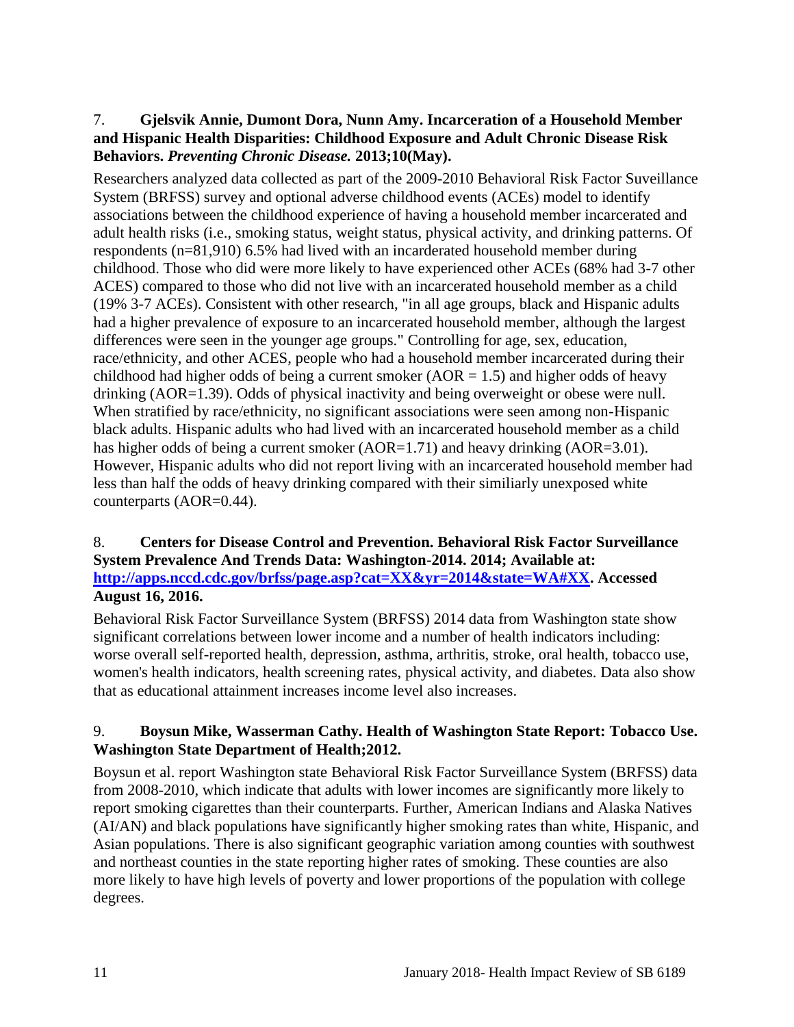7. **Gjelsvik Annie, Dumont Dora, Nunn Amy. Incarceration of a Household Member and Hispanic Health Disparities: Childhood Exposure and Adult Chronic Disease Risk Behaviors. *Preventing Chronic Disease.* 2013;10(May).**

Researchers analyzed data collected as part of the 2009-2010 Behavioral Risk Factor Suveillance System (BRFSS) survey and optional adverse childhood events (ACEs) model to identify associations between the childhood experience of having a household member incarcerated and adult health risks (i.e., smoking status, weight status, physical activity, and drinking patterns. Of respondents (n=81,910) 6.5% had lived with an incarderated household member during childhood. Those who did were more likely to have experienced other ACEs (68% had 3-7 other ACES) compared to those who did not live with an incarcerated household member as a child (19% 3-7 ACEs). Consistent with other research, "in all age groups, black and Hispanic adults had a higher prevalence of exposure to an incarcerated household member, although the largest differences were seen in the younger age groups." Controlling for age, sex, education, race/ethnicity, and other ACES, people who had a household member incarcerated during their childhood had higher odds of being a current smoker (AOR = 1.5) and higher odds of heavy drinking (AOR=1.39). Odds of physical inactivity and being overweight or obese were null. When stratified by race/ethnicity, no significant associations were seen among non-Hispanic black adults. Hispanic adults who had lived with an incarcerated household member as a child has higher odds of being a current smoker (AOR=1.71) and heavy drinking (AOR=3.01). However, Hispanic adults who did not report living with an incarcerated household member had less than half the odds of heavy drinking compared with their similiarly unexposed white counterparts (AOR=0.44).

8. **Centers for Disease Control and Prevention. Behavioral Risk Factor Surveillance System Prevalence And Trends Data: Washington-2014. 2014; Available at: [http://apps.nccd.cdc.gov/brfss/page.asp?cat=XX&yr=2014&state=WA#XX](http://apps.nccd.cdc.gov/brfss/page.asp?cat=XX&yr=2014&state=WA#XX). Accessed August 16, 2016.**

Behavioral Risk Factor Surveillance System (BRFSS) 2014 data from Washington state show significant correlations between lower income and a number of health indicators including: worse overall self-reported health, depression, asthma, arthritis, stroke, oral health, tobacco use, women's health indicators, health screening rates, physical activity, and diabetes. Data also show that as educational attainment increases income level also increases.

9. **Boysun Mike, Wasserman Cathy. Health of Washington State Report: Tobacco Use. Washington State Department of Health;2012.**

Boysun et al. report Washington state Behavioral Risk Factor Surveillance System (BRFSS) data from 2008-2010, which indicate that adults with lower incomes are significantly more likely to report smoking cigarettes than their counterparts. Further, American Indians and Alaska Natives (AI/AN) and black populations have significantly higher smoking rates than white, Hispanic, and Asian populations. There is also significant geographic variation among counties with southwest and northeast counties in the state reporting higher rates of smoking. These counties are also more likely to have high levels of poverty and lower proportions of the population with college degrees.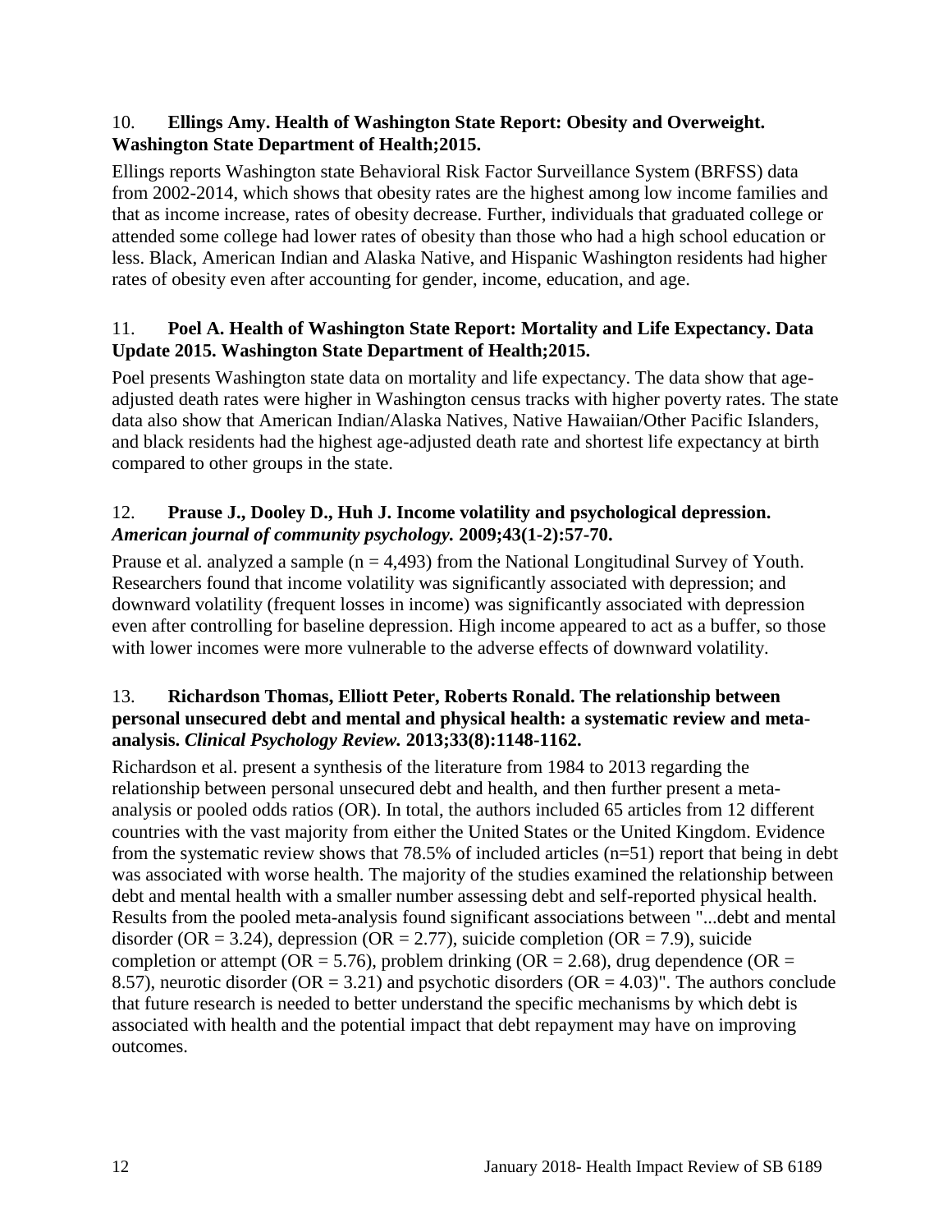10. **Ellings Amy. Health of Washington State Report: Obesity and Overweight. Washington State Department of Health;2015.**

Ellings reports Washington state Behavioral Risk Factor Surveillance System (BRFSS) data from 2002-2014, which shows that obesity rates are the highest among low income families and that as income increase, rates of obesity decrease. Further, individuals that graduated college or attended some college had lower rates of obesity than those who had a high school education or less. Black, American Indian and Alaska Native, and Hispanic Washington residents had higher rates of obesity even after accounting for gender, income, education, and age.

11. **Poel A. Health of Washington State Report: Mortality and Life Expectancy. Data Update 2015. Washington State Department of Health;2015.**

Poel presents Washington state data on mortality and life expectancy. The data show that age-adjusted death rates were higher in Washington census tracks with higher poverty rates. The state data also show that American Indian/Alaska Natives, Native Hawaiian/Other Pacific Islanders, and black residents had the highest age-adjusted death rate and shortest life expectancy at birth compared to other groups in the state.

12. **Prause J., Dooley D., Huh J. Income volatility and psychological depression. *American journal of community psychology.* 2009;43(1-2):57-70.**

Prause et al. analyzed a sample (n = 4,493) from the National Longitudinal Survey of Youth. Researchers found that income volatility was significantly associated with depression; and downward volatility (frequent losses in income) was significantly associated with depression even after controlling for baseline depression. High income appeared to act as a buffer, so those with lower incomes were more vulnerable to the adverse effects of downward volatility.

13. **Richardson Thomas, Elliott Peter, Roberts Ronald. The relationship between personal unsecured debt and mental and physical health: a systematic review and meta-analysis. *Clinical Psychology Review.* 2013;33(8):1148-1162.**

Richardson et al. present a synthesis of the literature from 1984 to 2013 regarding the relationship between personal unsecured debt and health, and then further present a meta-analysis or pooled odds ratios (OR). In total, the authors included 65 articles from 12 different countries with the vast majority from either the United States or the United Kingdom. Evidence from the systematic review shows that 78.5% of included articles (n=51) report that being in debt was associated with worse health. The majority of the studies examined the relationship between debt and mental health with a smaller number assessing debt and self-reported physical health. Results from the pooled meta-analysis found significant associations between "...debt and mental disorder (OR = 3.24), depression (OR = 2.77), suicide completion (OR = 7.9), suicide completion or attempt (OR = 5.76), problem drinking (OR = 2.68), drug dependence (OR = 8.57), neurotic disorder (OR = 3.21) and psychotic disorders (OR = 4.03)". The authors conclude that future research is needed to better understand the specific mechanisms by which debt is associated with health and the potential impact that debt repayment may have on improving outcomes.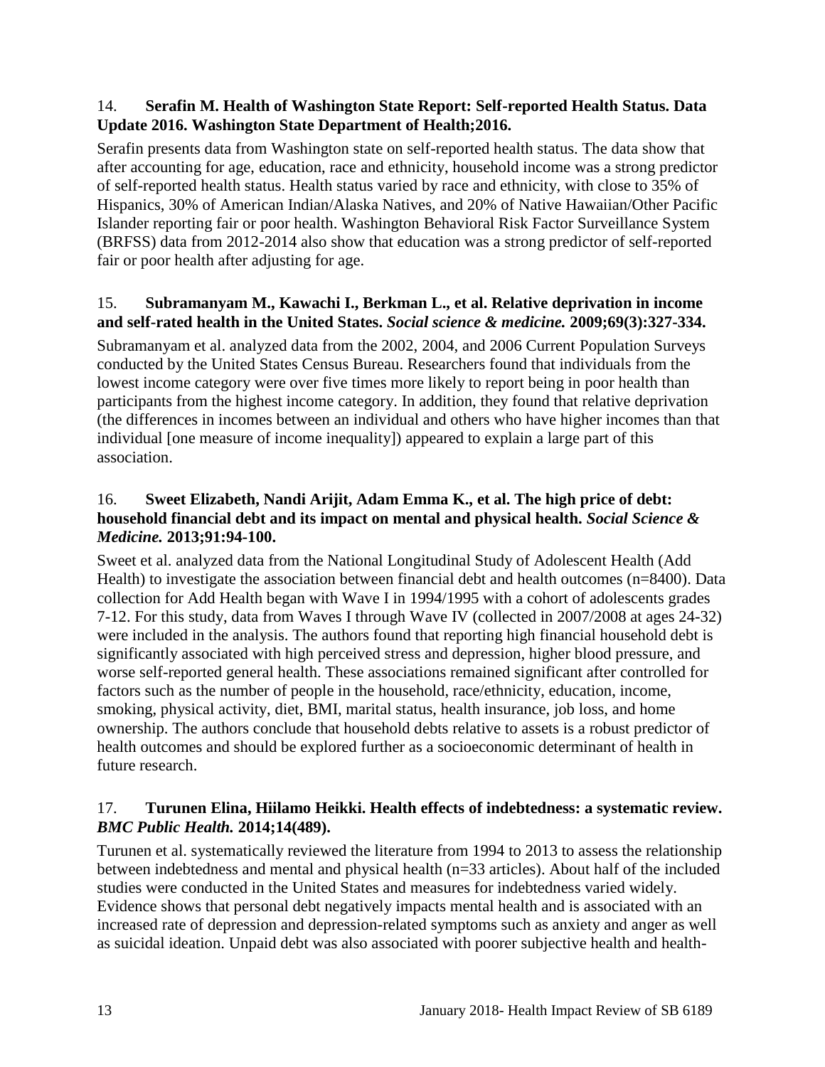14. **Serafin M. Health of Washington State Report: Self-reported Health Status. Data Update 2016. Washington State Department of Health;2016.**

Serafin presents data from Washington state on self-reported health status. The data show that after accounting for age, education, race and ethnicity, household income was a strong predictor of self-reported health status. Health status varied by race and ethnicity, with close to 35% of Hispanics, 30% of American Indian/Alaska Natives, and 20% of Native Hawaiian/Other Pacific Islander reporting fair or poor health. Washington Behavioral Risk Factor Surveillance System (BRFSS) data from 2012-2014 also show that education was a strong predictor of self-reported fair or poor health after adjusting for age.

15. **Subramanyam M., Kawachi I., Berkman L., et al. Relative deprivation in income and self-rated health in the United States. *Social science & medicine.* 2009;69(3):327-334.**

Subramanyam et al. analyzed data from the 2002, 2004, and 2006 Current Population Surveys conducted by the United States Census Bureau. Researchers found that individuals from the lowest income category were over five times more likely to report being in poor health than participants from the highest income category. In addition, they found that relative deprivation (the differences in incomes between an individual and others who have higher incomes than that individual [one measure of income inequality]) appeared to explain a large part of this association.

16. **Sweet Elizabeth, Nandi Arijit, Adam Emma K., et al. The high price of debt: household financial debt and its impact on mental and physical health. *Social Science & Medicine.* 2013;91:94-100.**

Sweet et al. analyzed data from the National Longitudinal Study of Adolescent Health (Add Health) to investigate the association between financial debt and health outcomes (n=8400). Data collection for Add Health began with Wave I in 1994/1995 with a cohort of adolescents grades 7-12. For this study, data from Waves I through Wave IV (collected in 2007/2008 at ages 24-32) were included in the analysis. The authors found that reporting high financial household debt is significantly associated with high perceived stress and depression, higher blood pressure, and worse self-reported general health. These associations remained significant after controlled for factors such as the number of people in the household, race/ethnicity, education, income, smoking, physical activity, diet, BMI, marital status, health insurance, job loss, and home ownership. The authors conclude that household debts relative to assets is a robust predictor of health outcomes and should be explored further as a socioeconomic determinant of health in future research.

17. **Turunen Elina, Hiilamo Heikki. Health effects of indebtedness: a systematic review. *BMC Public Health.* 2014;14(489).**

Turunen et al. systematically reviewed the literature from 1994 to 2013 to assess the relationship between indebtedness and mental and physical health (n=33 articles). About half of the included studies were conducted in the United States and measures for indebtedness varied widely. Evidence shows that personal debt negatively impacts mental health and is associated with an increased rate of depression and depression-related symptoms such as anxiety and anger as well as suicidal ideation. Unpaid debt was also associated with poorer subjective health and health-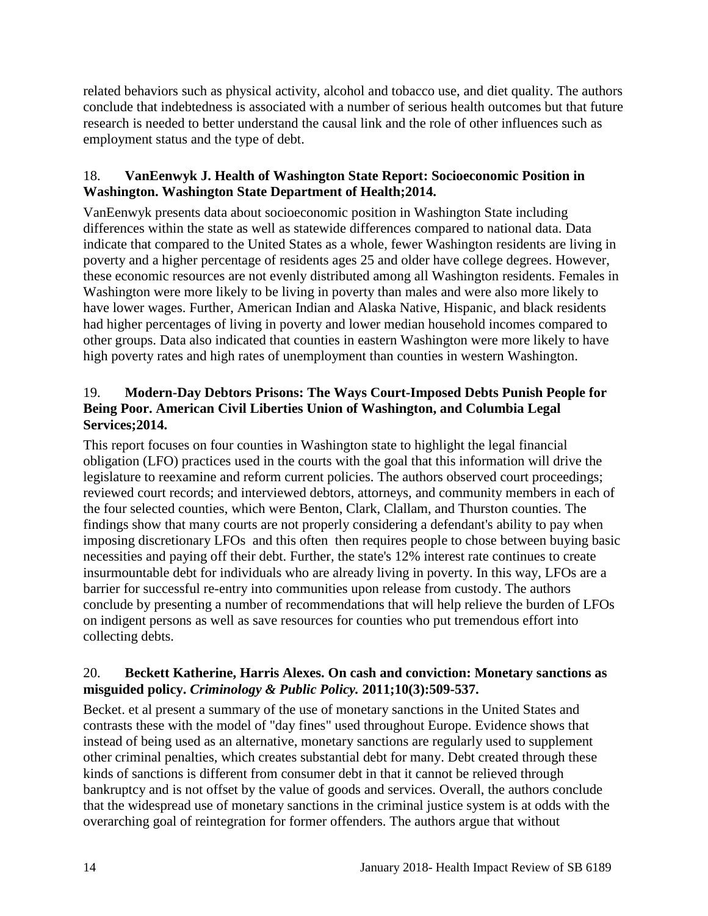related behaviors such as physical activity, alcohol and tobacco use, and diet quality. The authors conclude that indebtedness is associated with a number of serious health outcomes but that future research is needed to better understand the causal link and the role of other influences such as employment status and the type of debt.

18. **VanEenwyk J. Health of Washington State Report: Socioeconomic Position in Washington. Washington State Department of Health;2014.**

VanEenwyk presents data about socioeconomic position in Washington State including differences within the state as well as statewide differences compared to national data. Data indicate that compared to the United States as a whole, fewer Washington residents are living in poverty and a higher percentage of residents ages 25 and older have college degrees. However, these economic resources are not evenly distributed among all Washington residents. Females in Washington were more likely to be living in poverty than males and were also more likely to have lower wages. Further, American Indian and Alaska Native, Hispanic, and black residents had higher percentages of living in poverty and lower median household incomes compared to other groups. Data also indicated that counties in eastern Washington were more likely to have high poverty rates and high rates of unemployment than counties in western Washington.

19. **Modern-Day Debtors Prisons: The Ways Court-Imposed Debts Punish People for Being Poor. American Civil Liberties Union of Washington, and Columbia Legal Services;2014.**

This report focuses on four counties in Washington state to highlight the legal financial obligation (LFO) practices used in the courts with the goal that this information will drive the legislature to reexamine and reform current policies. The authors observed court proceedings; reviewed court records; and interviewed debtors, attorneys, and community members in each of the four selected counties, which were Benton, Clark, Clallam, and Thurston counties. The findings show that many courts are not properly considering a defendant's ability to pay when imposing discretionary LFOs and this often then requires people to chose between buying basic necessities and paying off their debt. Further, the state's 12% interest rate continues to create insurmountable debt for individuals who are already living in poverty. In this way, LFOs are a barrier for successful re-entry into communities upon release from custody. The authors conclude by presenting a number of recommendations that will help relieve the burden of LFOs on indigent persons as well as save resources for counties who put tremendous effort into collecting debts.

20. **Beckett Katherine, Harris Alexes. On cash and conviction: Monetary sanctions as misguided policy. *Criminology & Public Policy.* 2011;10(3):509-537.**

Becket. et al present a summary of the use of monetary sanctions in the United States and contrasts these with the model of "day fines" used throughout Europe. Evidence shows that instead of being used as an alternative, monetary sanctions are regularly used to supplement other criminal penalties, which creates substantial debt for many. Debt created through these kinds of sanctions is different from consumer debt in that it cannot be relieved through bankruptcy and is not offset by the value of goods and services. Overall, the authors conclude that the widespread use of monetary sanctions in the criminal justice system is at odds with the overarching goal of reintegration for former offenders. The authors argue that without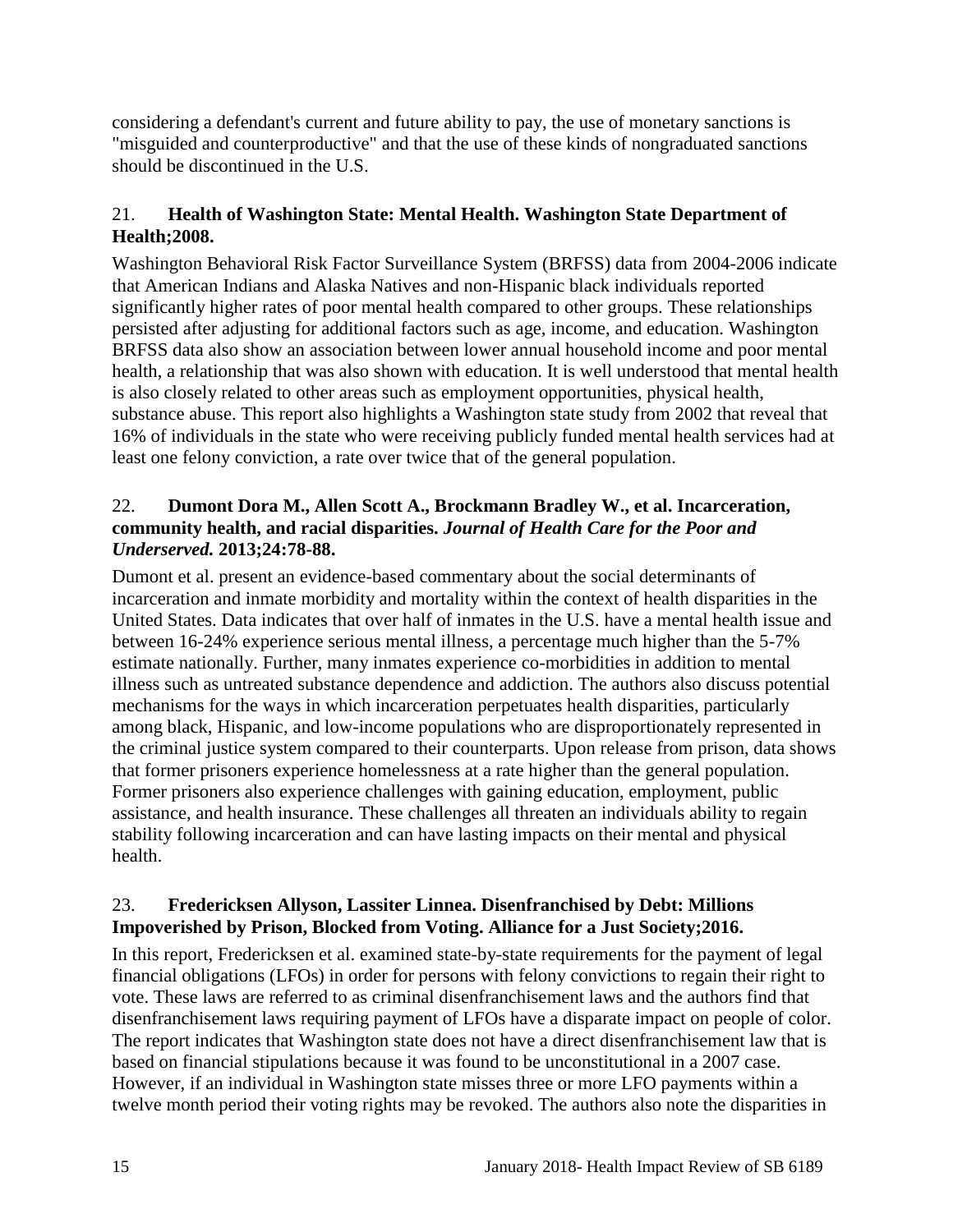considering a defendant's current and future ability to pay, the use of monetary sanctions is "misguided and counterproductive" and that the use of these kinds of nongraduated sanctions should be discontinued in the U.S.

21. **Health of Washington State: Mental Health. Washington State Department of Health;2008.**

Washington Behavioral Risk Factor Surveillance System (BRFSS) data from 2004-2006 indicate that American Indians and Alaska Natives and non-Hispanic black individuals reported significantly higher rates of poor mental health compared to other groups. These relationships persisted after adjusting for additional factors such as age, income, and education. Washington BRFSS data also show an association between lower annual household income and poor mental health, a relationship that was also shown with education. It is well understood that mental health is also closely related to other areas such as employment opportunities, physical health, substance abuse. This report also highlights a Washington state study from 2002 that reveal that 16% of individuals in the state who were receiving publicly funded mental health services had at least one felony conviction, a rate over twice that of the general population.

22. **Dumont Dora M., Allen Scott A., Brockmann Bradley W., et al. Incarceration, community health, and racial disparities. *Journal of Health Care for the Poor and Underserved.* 2013;24:78-88.**

Dumont et al. present an evidence-based commentary about the social determinants of incarceration and inmate morbidity and mortality within the context of health disparities in the United States. Data indicates that over half of inmates in the U.S. have a mental health issue and between 16-24% experience serious mental illness, a percentage much higher than the 5-7% estimate nationally. Further, many inmates experience co-morbidities in addition to mental illness such as untreated substance dependence and addiction. The authors also discuss potential mechanisms for the ways in which incarceration perpetuates health disparities, particularly among black, Hispanic, and low-income populations who are disproportionately represented in the criminal justice system compared to their counterparts. Upon release from prison, data shows that former prisoners experience homelessness at a rate higher than the general population. Former prisoners also experience challenges with gaining education, employment, public assistance, and health insurance. These challenges all threaten an individuals ability to regain stability following incarceration and can have lasting impacts on their mental and physical health.

23. **Fredericksen Allyson, Lassiter Linnea. Disenfranchised by Debt: Millions Impoverished by Prison, Blocked from Voting. Alliance for a Just Society;2016.**

In this report, Fredericksen et al. examined state-by-state requirements for the payment of legal financial obligations (LFOs) in order for persons with felony convictions to regain their right to vote. These laws are referred to as criminal disenfranchisement laws and the authors find that disenfranchisement laws requiring payment of LFOs have a disparate impact on people of color. The report indicates that Washington state does not have a direct disenfranchisement law that is based on financial stipulations because it was found to be unconstitutional in a 2007 case. However, if an individual in Washington state misses three or more LFO payments within a twelve month period their voting rights may be revoked. The authors also note the disparities in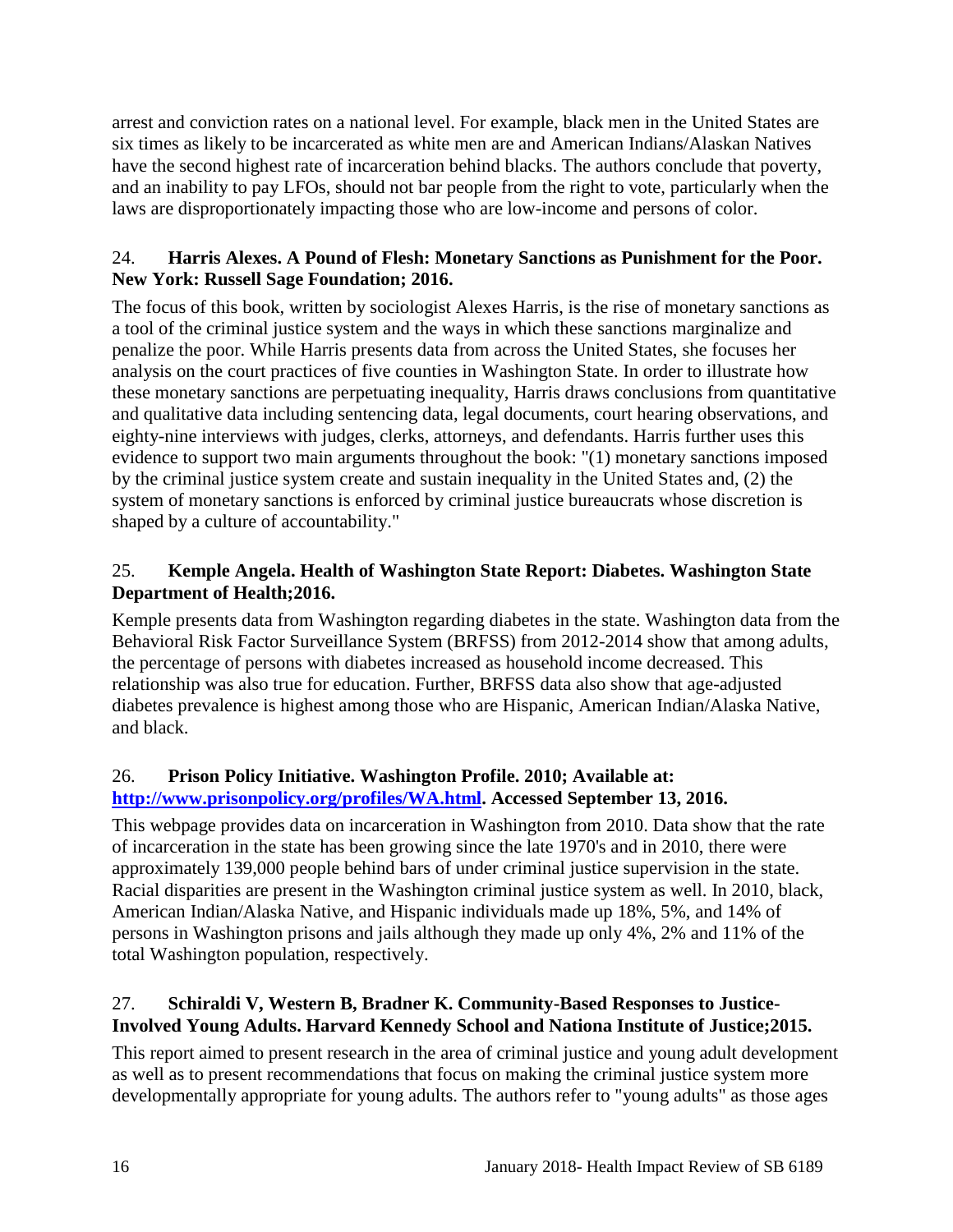arrest and conviction rates on a national level. For example, black men in the United States are six times as likely to be incarcerated as white men are and American Indians/Alaskan Natives have the second highest rate of incarceration behind blacks. The authors conclude that poverty, and an inability to pay LFOs, should not bar people from the right to vote, particularly when the laws are disproportionately impacting those who are low-income and persons of color.

24. **Harris Alexes. A Pound of Flesh: Monetary Sanctions as Punishment for the Poor. New York: Russell Sage Foundation; 2016.**

The focus of this book, written by sociologist Alexes Harris, is the rise of monetary sanctions as a tool of the criminal justice system and the ways in which these sanctions marginalize and penalize the poor. While Harris presents data from across the United States, she focuses her analysis on the court practices of five counties in Washington State. In order to illustrate how these monetary sanctions are perpetuating inequality, Harris draws conclusions from quantitative and qualitative data including sentencing data, legal documents, court hearing observations, and eighty-nine interviews with judges, clerks, attorneys, and defendants. Harris further uses this evidence to support two main arguments throughout the book: "(1) monetary sanctions imposed by the criminal justice system create and sustain inequality in the United States and, (2) the system of monetary sanctions is enforced by criminal justice bureaucrats whose discretion is shaped by a culture of accountability."

25. **Kemple Angela. Health of Washington State Report: Diabetes. Washington State Department of Health;2016.**

Kemple presents data from Washington regarding diabetes in the state. Washington data from the Behavioral Risk Factor Surveillance System (BRFSS) from 2012-2014 show that among adults, the percentage of persons with diabetes increased as household income decreased. This relationship was also true for education. Further, BRFSS data also show that age-adjusted diabetes prevalence is highest among those who are Hispanic, American Indian/Alaska Native, and black.

26. **Prison Policy Initiative. Washington Profile. 2010; Available at: [http://www.prisonpolicy.org/profiles/WA.html](http://www.prisonpolicy.org/profiles/WA.html). Accessed September 13, 2016.**

This webpage provides data on incarceration in Washington from 2010. Data show that the rate of incarceration in the state has been growing since the late 1970's and in 2010, there were approximately 139,000 people behind bars of under criminal justice supervision in the state. Racial disparities are present in the Washington criminal justice system as well. In 2010, black, American Indian/Alaska Native, and Hispanic individuals made up 18%, 5%, and 14% of persons in Washington prisons and jails although they made up only 4%, 2% and 11% of the total Washington population, respectively.

27. **Schiraldi V, Western B, Bradner K. Community-Based Responses to Justice-Involved Young Adults. Harvard Kennedy School and Nationa Institute of Justice;2015.**

This report aimed to present research in the area of criminal justice and young adult development as well as to present recommendations that focus on making the criminal justice system more developmentally appropriate for young adults. The authors refer to "young adults" as those ages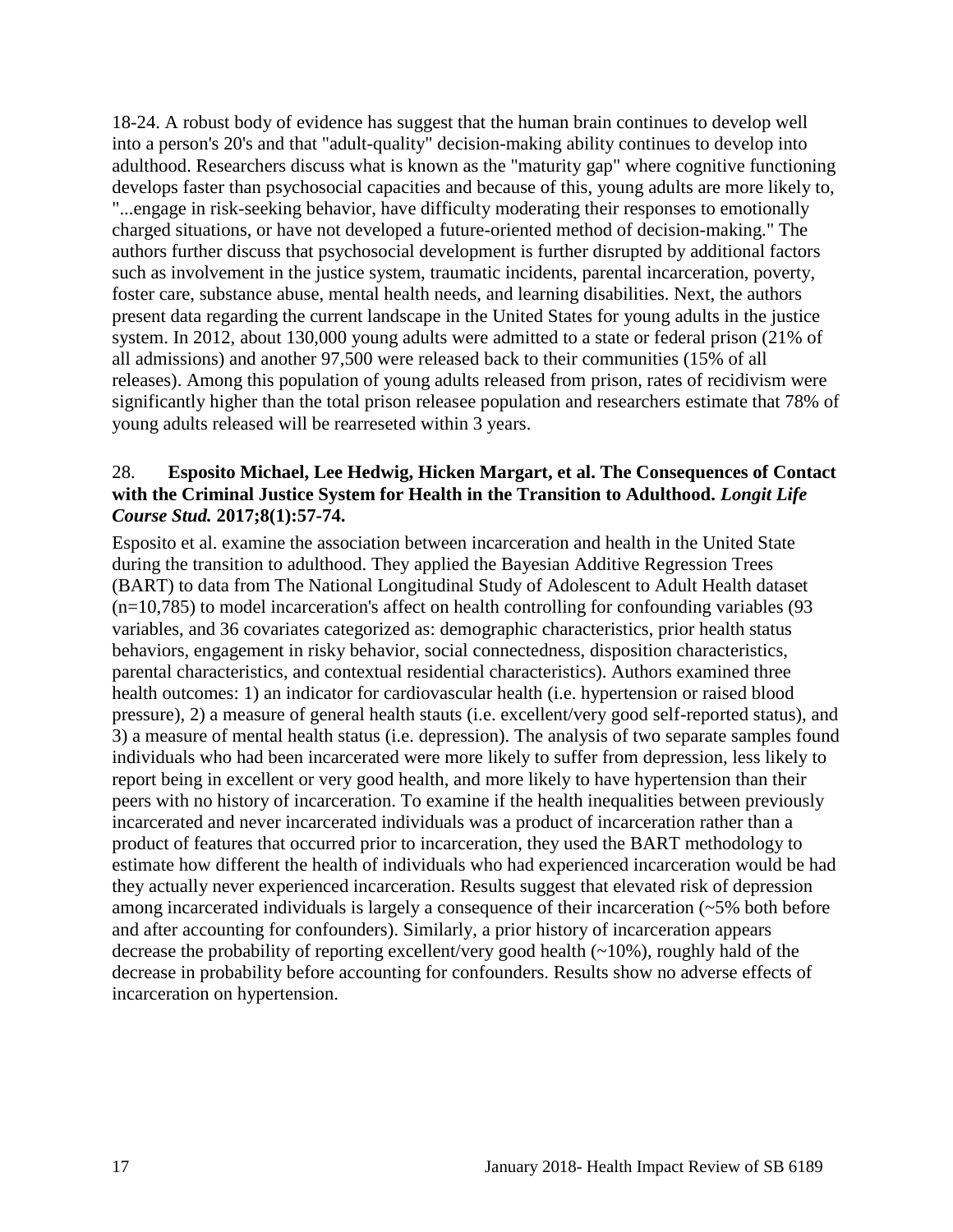18-24. A robust body of evidence has suggest that the human brain continues to develop well into a person's 20's and that "adult-quality" decision-making ability continues to develop into adulthood. Researchers discuss what is known as the "maturity gap" where cognitive functioning develops faster than psychosocial capacities and because of this, young adults are more likely to, "...engage in risk-seeking behavior, have difficulty moderating their responses to emotionally charged situations, or have not developed a future-oriented method of decision-making." The authors further discuss that psychosocial development is further disrupted by additional factors such as involvement in the justice system, traumatic incidents, parental incarceration, poverty, foster care, substance abuse, mental health needs, and learning disabilities. Next, the authors present data regarding the current landscape in the United States for young adults in the justice system. In 2012, about 130,000 young adults were admitted to a state or federal prison (21% of all admissions) and another 97,500 were released back to their communities (15% of all releases). Among this population of young adults released from prison, rates of recidivism were significantly higher than the total prison releasee population and researchers estimate that 78% of young adults released will be rearreseted within 3 years.

28. **Esposito Michael, Lee Hedwig, Hicken Margart, et al. The Consequences of Contact with the Criminal Justice System for Health in the Transition to Adulthood.** ***Longit Life Course Stud.*** **2017;8(1):57-74.**

Esposito et al. examine the association between incarceration and health in the United State during the transition to adulthood. They applied the Bayesian Additive Regression Trees (BART) to data from The National Longitudinal Study of Adolescent to Adult Health dataset (n=10,785) to model incarceration's affect on health controlling for confounding variables (93 variables, and 36 covariates categorized as: demographic characteristics, prior health status behaviors, engagement in risky behavior, social connectedness, disposition characteristics, parental characteristics, and contextual residential characteristics). Authors examined three health outcomes: 1) an indicator for cardiovascular health (i.e. hypertension or raised blood pressure), 2) a measure of general health stauts (i.e. excellent/very good self-reported status), and 3) a measure of mental health status (i.e. depression). The analysis of two separate samples found individuals who had been incarcerated were more likely to suffer from depression, less likely to report being in excellent or very good health, and more likely to have hypertension than their peers with no history of incarceration. To examine if the health inequalities between previously incarcerated and never incarcerated individuals was a product of incarceration rather than a product of features that occurred prior to incarceration, they used the BART methodology to estimate how different the health of individuals who had experienced incarceration would be had they actually never experienced incarceration. Results suggest that elevated risk of depression among incarcerated individuals is largely a consequence of their incarceration (~5% both before and after accounting for confounders). Similarly, a prior history of incarceration appears decrease the probability of reporting excellent/very good health (~10%), roughly hald of the decrease in probability before accounting for confounders. Results show no adverse effects of incarceration on hypertension.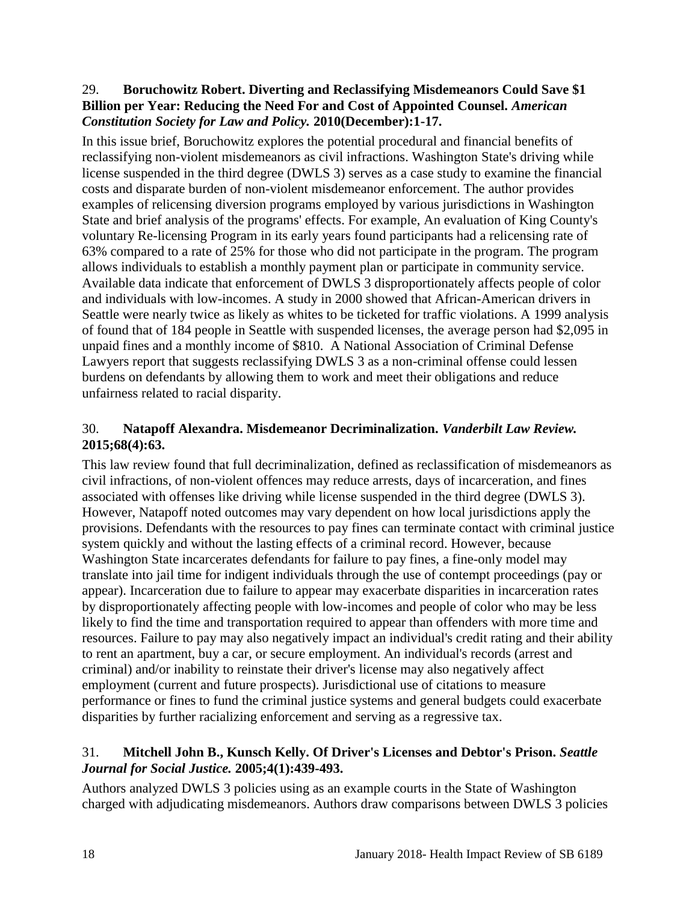29. **Boruchowitz Robert. Diverting and Reclassifying Misdemeanors Could Save $1 Billion per Year: Reducing the Need For and Cost of Appointed Counsel.** ***American Constitution Society for Law and Policy.*** **2010(December):1-17.**

In this issue brief, Boruchowitz explores the potential procedural and financial benefits of reclassifying non-violent misdemeanors as civil infractions. Washington State's driving while license suspended in the third degree (DWLS 3) serves as a case study to examine the financial costs and disparate burden of non-violent misdemeanor enforcement. The author provides examples of relicensing diversion programs employed by various jurisdictions in Washington State and brief analysis of the programs' effects. For example, An evaluation of King County's voluntary Re-licensing Program in its early years found participants had a relicensing rate of 63% compared to a rate of 25% for those who did not participate in the program. The program allows individuals to establish a monthly payment plan or participate in community service. Available data indicate that enforcement of DWLS 3 disproportionately affects people of color and individuals with low-incomes. A study in 2000 showed that African-American drivers in Seattle were nearly twice as likely as whites to be ticketed for traffic violations. A 1999 analysis of found that of 184 people in Seattle with suspended licenses, the average person had $2,095 in unpaid fines and a monthly income of $810. A National Association of Criminal Defense Lawyers report that suggests reclassifying DWLS 3 as a non-criminal offense could lessen burdens on defendants by allowing them to work and meet their obligations and reduce unfairness related to racial disparity.

30. **Natapoff Alexandra. Misdemeanor Decriminalization.** ***Vanderbilt Law Review.*** **2015;68(4):63.**

This law review found that full decriminalization, defined as reclassification of misdemeanors as civil infractions, of non-violent offences may reduce arrests, days of incarceration, and fines associated with offenses like driving while license suspended in the third degree (DWLS 3). However, Natapoff noted outcomes may vary dependent on how local jurisdictions apply the provisions. Defendants with the resources to pay fines can terminate contact with criminal justice system quickly and without the lasting effects of a criminal record. However, because Washington State incarcerates defendants for failure to pay fines, a fine-only model may translate into jail time for indigent individuals through the use of contempt proceedings (pay or appear). Incarceration due to failure to appear may exacerbate disparities in incarceration rates by disproportionately affecting people with low-incomes and people of color who may be less likely to find the time and transportation required to appear than offenders with more time and resources. Failure to pay may also negatively impact an individual's credit rating and their ability to rent an apartment, buy a car, or secure employment. An individual's records (arrest and criminal) and/or inability to reinstate their driver's license may also negatively affect employment (current and future prospects). Jurisdictional use of citations to measure performance or fines to fund the criminal justice systems and general budgets could exacerbate disparities by further racializing enforcement and serving as a regressive tax.

31. **Mitchell John B., Kunsch Kelly. Of Driver's Licenses and Debtor's Prison.** ***Seattle Journal for Social Justice.*** **2005;4(1):439-493.**

Authors analyzed DWLS 3 policies using as an example courts in the State of Washington charged with adjudicating misdemeanors. Authors draw comparisons between DWLS 3 policies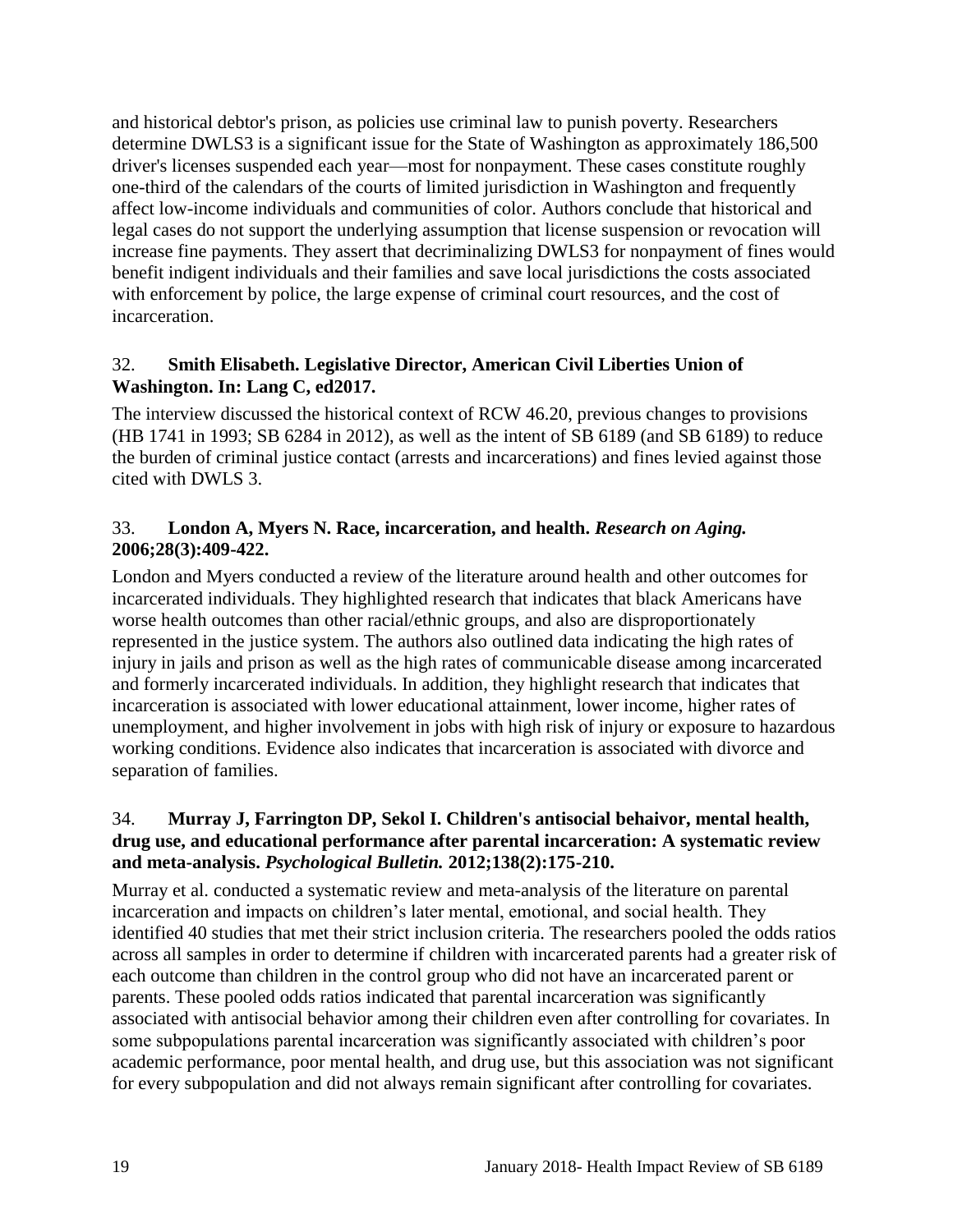and historical debtor's prison, as policies use criminal law to punish poverty. Researchers determine DWLS3 is a significant issue for the State of Washington as approximately 186,500 driver's licenses suspended each year—most for nonpayment. These cases constitute roughly one-third of the calendars of the courts of limited jurisdiction in Washington and frequently affect low-income individuals and communities of color. Authors conclude that historical and legal cases do not support the underlying assumption that license suspension or revocation will increase fine payments. They assert that decriminalizing DWLS3 for nonpayment of fines would benefit indigent individuals and their families and save local jurisdictions the costs associated with enforcement by police, the large expense of criminal court resources, and the cost of incarceration.

32. **Smith Elisabeth. Legislative Director, American Civil Liberties Union of Washington. In: Lang C, ed2017.**

The interview discussed the historical context of RCW 46.20, previous changes to provisions (HB 1741 in 1993; SB 6284 in 2012), as well as the intent of SB 6189 (and SB 6189) to reduce the burden of criminal justice contact (arrests and incarcerations) and fines levied against those cited with DWLS 3.

33. **London A, Myers N. Race, incarceration, and health. *Research on Aging.* 2006;28(3):409-422.**

London and Myers conducted a review of the literature around health and other outcomes for incarcerated individuals. They highlighted research that indicates that black Americans have worse health outcomes than other racial/ethnic groups, and also are disproportionately represented in the justice system. The authors also outlined data indicating the high rates of injury in jails and prison as well as the high rates of communicable disease among incarcerated and formerly incarcerated individuals. In addition, they highlight research that indicates that incarceration is associated with lower educational attainment, lower income, higher rates of unemployment, and higher involvement in jobs with high risk of injury or exposure to hazardous working conditions. Evidence also indicates that incarceration is associated with divorce and separation of families.

34. **Murray J, Farrington DP, Sekol I. Children's antisocial behaivor, mental health, drug use, and educational performance after parental incarceration: A systematic review and meta-analysis. *Psychological Bulletin.* 2012;138(2):175-210.**

Murray et al. conducted a systematic review and meta-analysis of the literature on parental incarceration and impacts on children's later mental, emotional, and social health. They identified 40 studies that met their strict inclusion criteria. The researchers pooled the odds ratios across all samples in order to determine if children with incarcerated parents had a greater risk of each outcome than children in the control group who did not have an incarcerated parent or parents. These pooled odds ratios indicated that parental incarceration was significantly associated with antisocial behavior among their children even after controlling for covariates. In some subpopulations parental incarceration was significantly associated with children's poor academic performance, poor mental health, and drug use, but this association was not significant for every subpopulation and did not always remain significant after controlling for covariates.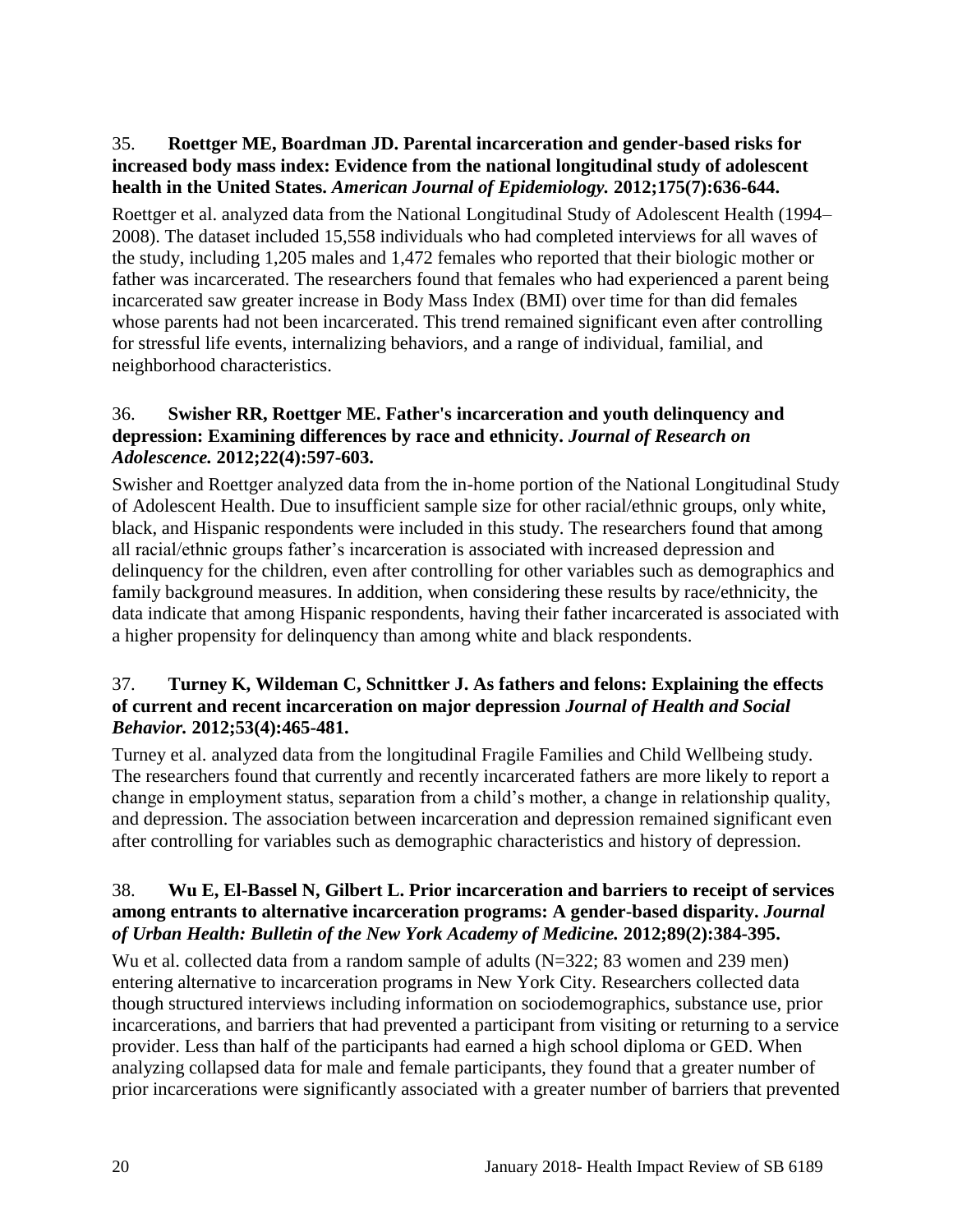35. **Roettger ME, Boardman JD. Parental incarceration and gender-based risks for increased body mass index: Evidence from the national longitudinal study of adolescent health in the United States.** ***American Journal of Epidemiology.*** **2012;175(7):636-644.**

Roettger et al. analyzed data from the National Longitudinal Study of Adolescent Health (1994–2008). The dataset included 15,558 individuals who had completed interviews for all waves of the study, including 1,205 males and 1,472 females who reported that their biologic mother or father was incarcerated. The researchers found that females who had experienced a parent being incarcerated saw greater increase in Body Mass Index (BMI) over time for than did females whose parents had not been incarcerated. This trend remained significant even after controlling for stressful life events, internalizing behaviors, and a range of individual, familial, and neighborhood characteristics.

36. **Swisher RR, Roettger ME. Father's incarceration and youth delinquency and depression: Examining differences by race and ethnicity.** ***Journal of Research on Adolescence.*** **2012;22(4):597-603.**

Swisher and Roettger analyzed data from the in-home portion of the National Longitudinal Study of Adolescent Health. Due to insufficient sample size for other racial/ethnic groups, only white, black, and Hispanic respondents were included in this study. The researchers found that among all racial/ethnic groups father's incarceration is associated with increased depression and delinquency for the children, even after controlling for other variables such as demographics and family background measures. In addition, when considering these results by race/ethnicity, the data indicate that among Hispanic respondents, having their father incarcerated is associated with a higher propensity for delinquency than among white and black respondents.

37. **Turney K, Wildeman C, Schnittker J. As fathers and felons: Explaining the effects of current and recent incarceration on major depression** ***Journal of Health and Social Behavior.*** **2012;53(4):465-481.**

Turney et al. analyzed data from the longitudinal Fragile Families and Child Wellbeing study. The researchers found that currently and recently incarcerated fathers are more likely to report a change in employment status, separation from a child's mother, a change in relationship quality, and depression. The association between incarceration and depression remained significant even after controlling for variables such as demographic characteristics and history of depression.

38. **Wu E, El-Bassel N, Gilbert L. Prior incarceration and barriers to receipt of services among entrants to alternative incarceration programs: A gender-based disparity.** ***Journal of Urban Health: Bulletin of the New York Academy of Medicine.*** **2012;89(2):384-395.**

Wu et al. collected data from a random sample of adults (N=322; 83 women and 239 men) entering alternative to incarceration programs in New York City. Researchers collected data though structured interviews including information on sociodemographics, substance use, prior incarcerations, and barriers that had prevented a participant from visiting or returning to a service provider. Less than half of the participants had earned a high school diploma or GED. When analyzing collapsed data for male and female participants, they found that a greater number of prior incarcerations were significantly associated with a greater number of barriers that prevented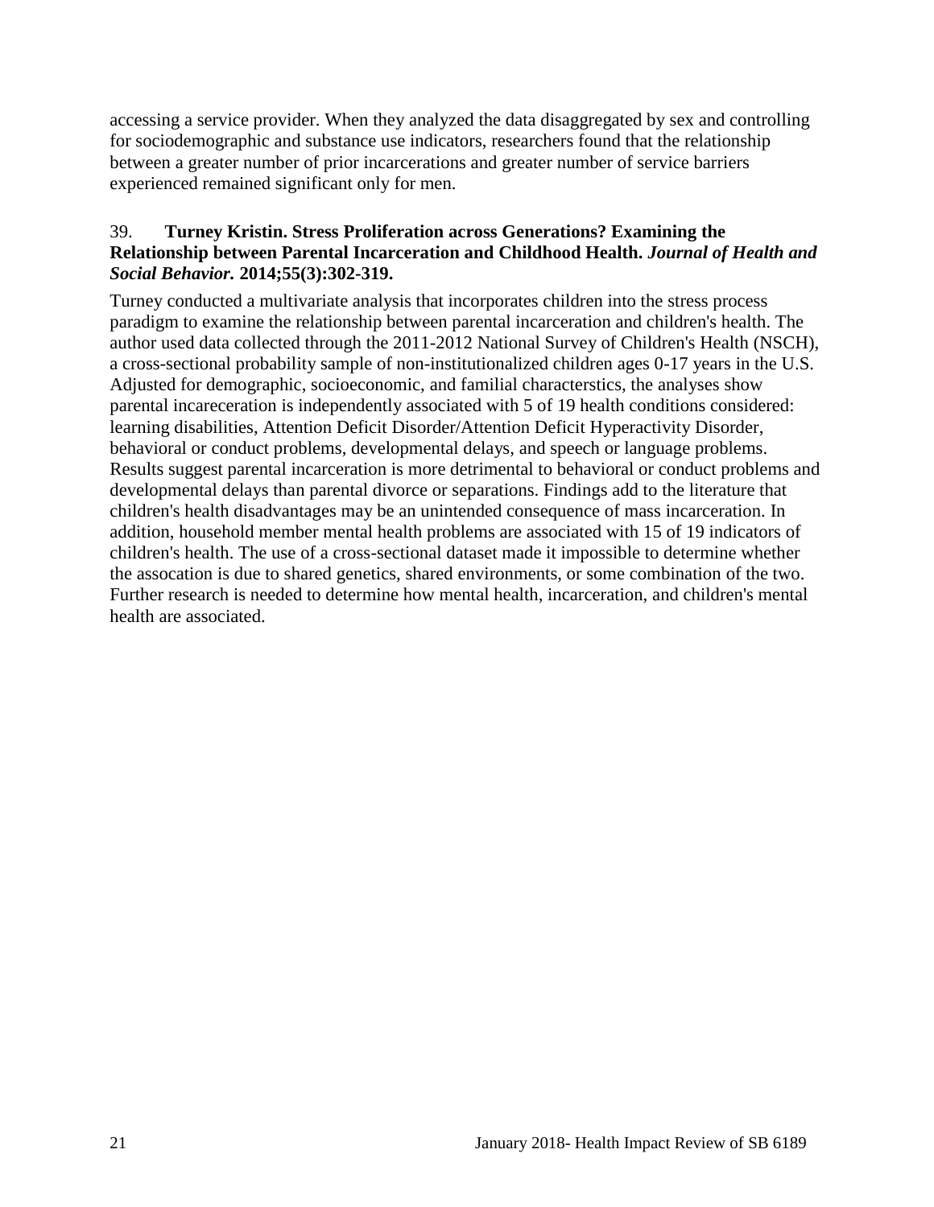accessing a service provider. When they analyzed the data disaggregated by sex and controlling for sociodemographic and substance use indicators, researchers found that the relationship between a greater number of prior incarcerations and greater number of service barriers experienced remained significant only for men.

39. **Turney Kristin. Stress Proliferation across Generations? Examining the Relationship between Parental Incarceration and Childhood Health.** ***Journal of Health and Social Behavior.*** **2014;55(3):302-319.**

Turney conducted a multivariate analysis that incorporates children into the stress process paradigm to examine the relationship between parental incarceration and children's health. The author used data collected through the 2011-2012 National Survey of Children's Health (NSCH), a cross-sectional probability sample of non-institutionalized children ages 0-17 years in the U.S. Adjusted for demographic, socioeconomic, and familial characterstics, the analyses show parental incareceration is independently associated with 5 of 19 health conditions considered: learning disabilities, Attention Deficit Disorder/Attention Deficit Hyperactivity Disorder, behavioral or conduct problems, developmental delays, and speech or language problems. Results suggest parental incarceration is more detrimental to behavioral or conduct problems and developmental delays than parental divorce or separations. Findings add to the literature that children's health disadvantages may be an unintended consequence of mass incarceration. In addition, household member mental health problems are associated with 15 of 19 indicators of children's health. The use of a cross-sectional dataset made it impossible to determine whether the assocation is due to shared genetics, shared environments, or some combination of the two. Further research is needed to determine how mental health, incarceration, and children's mental health are associated.